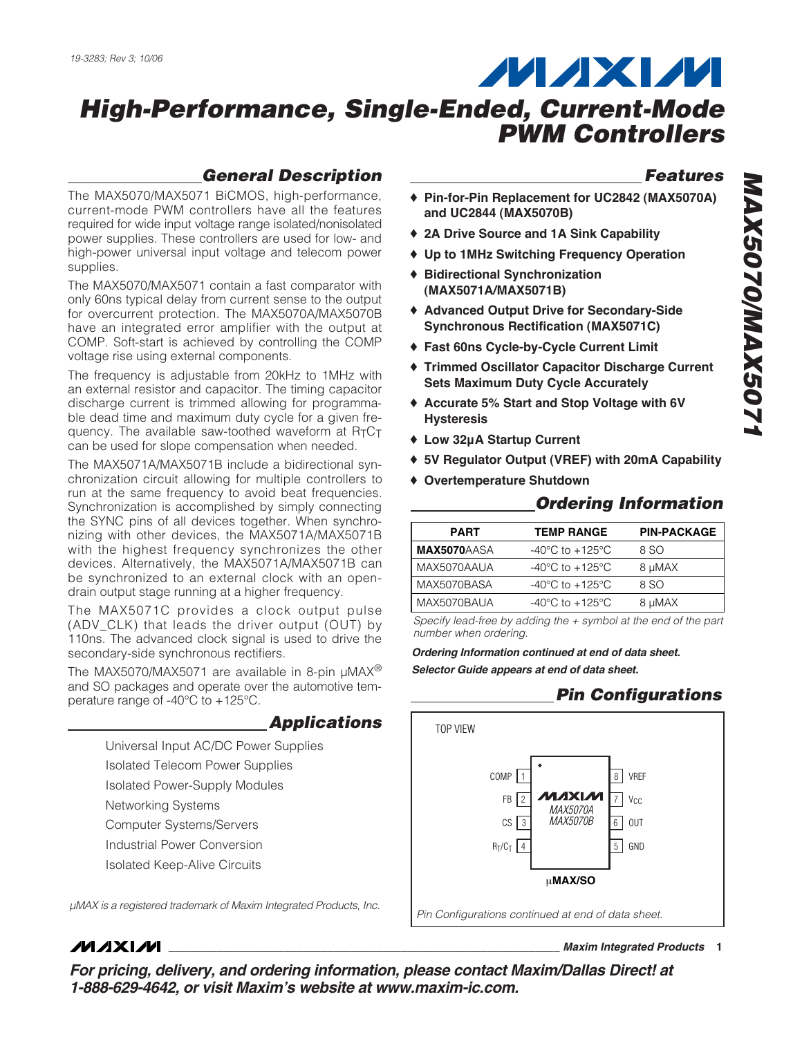19-3283; Rev 3; 10/06

# High-Performance, Single-Ended, Current-Mode PWM Controllers

## General Description

The MAX5070/MAX5071 BiCMOS, high-performance, current-mode PWM controllers have all the features required for wide input voltage range isolated/nonisolated power supplies. These controllers are used for low- and high-power universal input voltage and telecom power supplies.

The MAX5070/MAX5071 contain a fast comparator with only 60ns typical delay from current sense to the output for overcurrent protection. The MAX5070A/MAX5070B have an integrated error amplifier with the output at COMP. Soft-start is achieved by controlling the COMP voltage rise using external components.

The frequency is adjustable from 20kHz to 1MHz with an external resistor and capacitor. The timing capacitor discharge current is trimmed allowing for programmable dead time and maximum duty cycle for a given frequency. The available saw-toothed waveform at $R_TC_T$ can be used for slope compensation when needed.

The MAX5071A/MAX5071B include a bidirectional synchronization circuit allowing for multiple controllers to run at the same frequency to avoid beat frequencies. Synchronization is accomplished by simply connecting the SYNC pins of all devices together. When synchronizing with other devices, the MAX5071A/MAX5071B with the highest frequency synchronizes the other devices. Alternatively, the MAX5071A/MAX5071B can be synchronized to an external clock with an open-drain output stage running at a higher frequency.

The MAX5071C provides a clock output pulse (ADV_CLK) that leads the driver output (OUT) by 110ns. The advanced clock signal is used to drive the secondary-side synchronous rectifiers.

The MAX5070/MAX5071 are available in 8-pin µMAX® and SO packages and operate over the automotive temperature range of -40°C to +125°C.

## Applications

- Universal Input AC/DC Power Supplies
- Isolated Telecom Power Supplies
- Isolated Power-Supply Modules
- Networking Systems
- Computer Systems/Servers
- Industrial Power Conversion
- Isolated Keep-Alive Circuits

*µMAX is a registered trademark of Maxim Integrated Products, Inc.*

## Features

- ♦ **Pin-for-Pin Replacement for UC2842 (MAX5070A) and UC2844 (MAX5070B)**
- ♦ **2A Drive Source and 1A Sink Capability**
- ♦ **Up to 1MHz Switching Frequency Operation**
- ♦ **Bidirectional Synchronization (MAX5071A/MAX5071B)**
- ♦ **Advanced Output Drive for Secondary-Side Synchronous Rectification (MAX5071C)**
- ♦ **Fast 60ns Cycle-by-Cycle Current Limit**
- ♦ **Trimmed Oscillator Capacitor Discharge Current Sets Maximum Duty Cycle Accurately**
- ♦ **Accurate 5% Start and Stop Voltage with 6V Hysteresis**
- ♦ **Low 32µA Startup Current**
- ♦ **5V Regulator Output (VREF) with 20mA Capability**
- ♦ **Overtemperature Shutdown**

## Ordering Information

| PART | TEMP RANGE | PIN-PACKAGE |
|---|---|---|
| **MAX5070**AASA | -40°C to +125°C | 8 SO |
| MAX5070AAUA | -40°C to +125°C | 8 µMAX |
| MAX5070BASA | -40°C to +125°C | 8 SO |
| MAX5070BAUA | -40°C to +125°C | 8 µMAX |

*Specify lead-free by adding the + symbol at the end of the part number when ordering.*

***Ordering Information continued at end of data sheet.***

***Selector Guide appears at end of data sheet.***

## Pin Configurations

TOP VIEW

MAX5070A
MAX5070B

COMP 1 | 8 VREF
FB 2 | 7 $V_{CC}$
CS 3 | 6 OUT
$R_T/C_T$ 4 | 5 GND

**µMAX/SO**

*Pin Configurations continued at end of data sheet.*

***For pricing, delivery, and ordering information, please contact Maxim/Dallas Direct! at 1-888-629-4642, or visit Maxim's website at www.maxim-ic.com.***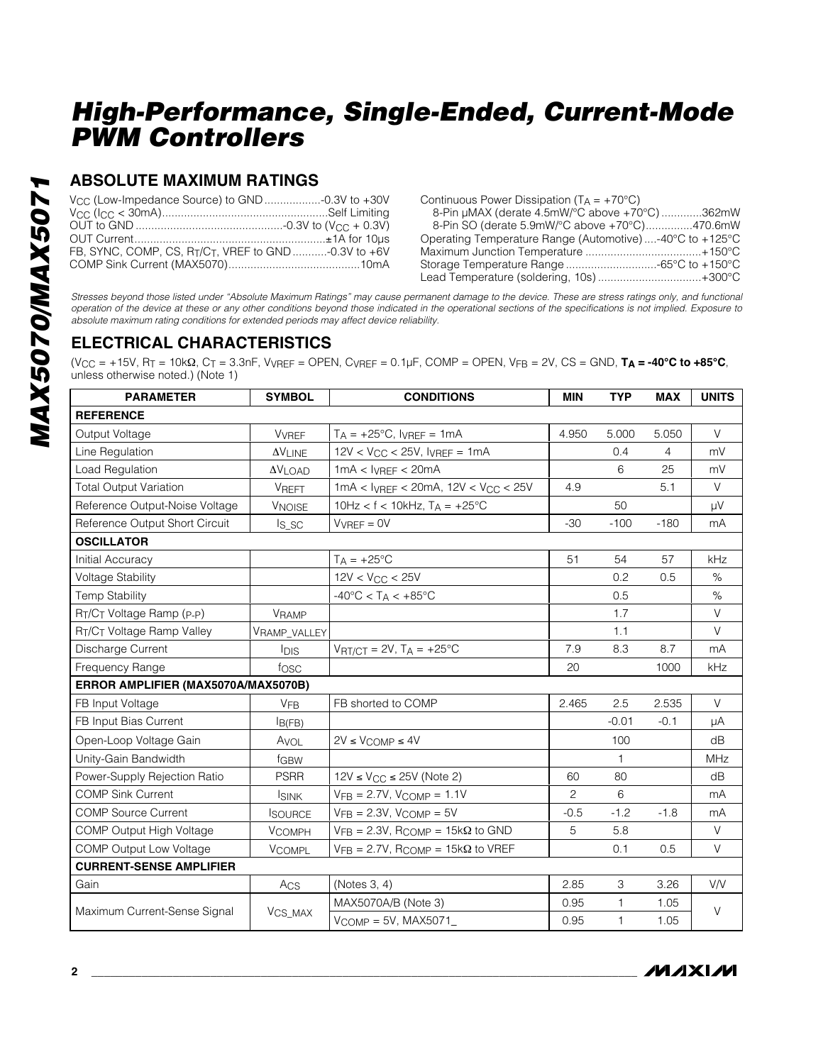## ABSOLUTE MAXIMUM RATINGS

$V_{CC}$ (Low-Impedance Source) to GND ..................-0.3V to +30V
$V_{CC}$ ($I_{CC}$ < 30mA)....................................................Self Limiting
OUT to GND ..............................................-0.3V to ($V_{CC}$ + 0.3V)
OUT Current............................................................±1A for 10µs
FB, SYNC, COMP, CS, $R_T/C_T$, VREF to GND ...........-0.3V to +6V
COMP Sink Current (MAX5070)..........................................10mA

Continuous Power Dissipation ($T_A$ = +70°C)
8-Pin µMAX (derate 4.5mW/°C above +70°C) .............362mW
8-Pin SO (derate 5.9mW/°C above +70°C)...............470.6mW
Operating Temperature Range (Automotive) ....-40°C to +125°C
Maximum Junction Temperature .....................................+150°C
Storage Temperature Range .............................-65°C to +150°C
Lead Temperature (soldering, 10s) .................................+300°C

*Stresses beyond those listed under "Absolute Maximum Ratings" may cause permanent damage to the device. These are stress ratings only, and functional operation of the device at these or any other conditions beyond those indicated in the operational sections of the specifications is not implied. Exposure to absolute maximum rating conditions for extended periods may affect device reliability.*

## ELECTRICAL CHARACTERISTICS

($V_{CC}$ = +15V, $R_T$ = 10kΩ, $C_T$ = 3.3nF, $V_{VREF}$ = OPEN, $C_{VREF}$ = 0.1µF, COMP = OPEN, $V_{FB}$ = 2V, CS = GND, **$T_A$ = -40°C to +85°C**, unless otherwise noted.) (Note 1)

| PARAMETER | SYMBOL | CONDITIONS | MIN | TYP | MAX | UNITS |
|---|---|---|---|---|---|---|
| **REFERENCE** | | | | | | |
| Output Voltage | $V_{VREF}$ | $T_A$ = +25°C, $I_{VREF}$ = 1mA | 4.950 | 5.000 | 5.050 | V |
| Line Regulation | $\Delta V_{LINE}$ | 12V < $V_{CC}$ < 25V, $I_{VREF}$ = 1mA | | 0.4 | 4 | mV |
| Load Regulation | $\Delta V_{LOAD}$ | 1mA < $I_{VREF}$ < 20mA | | 6 | 25 | mV |
| Total Output Variation | $V_{REFT}$ | 1mA < $I_{VREF}$ < 20mA, 12V < $V_{CC}$ < 25V | 4.9 | | 5.1 | V |
| Reference Output-Noise Voltage | $V_{NOISE}$ | 10Hz < f < 10kHz, $T_A$ = +25°C | | 50 | | µV |
| Reference Output Short Circuit | $I_{S\_SC}$ | $V_{VREF}$ = 0V | -30 | -100 | -180 | mA |
| **OSCILLATOR** | | | | | | |
| Initial Accuracy | | $T_A$ = +25°C | 51 | 54 | 57 | kHz |
| Voltage Stability | | 12V < $V_{CC}$ < 25V | | 0.2 | 0.5 | % |
| Temp Stability | | -40°C < $T_A$ < +85°C | | 0.5 | | % |
| $R_T/C_T$ Voltage Ramp (P-P) | $V_{RAMP}$ | | | 1.7 | | V |
| $R_T/C_T$ Voltage Ramp Valley | $V_{RAMP\_VALLEY}$ | | | 1.1 | | V |
| Discharge Current | $I_{DIS}$ | $V_{RT/CT}$ = 2V, $T_A$ = +25°C | 7.9 | 8.3 | 8.7 | mA |
| Frequency Range | $f_{OSC}$ | | 20 | | 1000 | kHz |
| **ERROR AMPLIFIER (MAX5070A/MAX5070B)** | | | | | | |
| FB Input Voltage | $V_{FB}$ | FB shorted to COMP | 2.465 | 2.5 | 2.535 | V |
| FB Input Bias Current | $I_{B(FB)}$ | | | -0.01 | -0.1 | µA |
| Open-Loop Voltage Gain | $A_{VOL}$ | 2V ≤ $V_{COMP}$ ≤ 4V | | 100 | | dB |
| Unity-Gain Bandwidth | $f_{GBW}$ | | | 1 | | MHz |
| Power-Supply Rejection Ratio | PSRR | 12V ≤ $V_{CC}$ ≤ 25V (Note 2) | 60 | 80 | | dB |
| COMP Sink Current | $I_{SINK}$ | $V_{FB}$ = 2.7V, $V_{COMP}$ = 1.1V | 2 | 6 | | mA |
| COMP Source Current | $I_{SOURCE}$ | $V_{FB}$ = 2.3V, $V_{COMP}$ = 5V | -0.5 | -1.2 | -1.8 | mA |
| COMP Output High Voltage | $V_{COMPH}$ | $V_{FB}$ = 2.3V, $R_{COMP}$ = 15kΩ to GND | 5 | 5.8 | | V |
| COMP Output Low Voltage | $V_{COMPL}$ | $V_{FB}$ = 2.7V, $R_{COMP}$ = 15kΩ to VREF | | 0.1 | 0.5 | V |
| **CURRENT-SENSE AMPLIFIER** | | | | | | |
| Gain | $A_{CS}$ | (Notes 3, 4) | 2.85 | 3 | 3.26 | V/V |
| Maximum Current-Sense Signal | $V_{CS\_MAX}$ | MAX5070A/B (Note 3) | 0.95 | 1 | 1.05 | V |
| | | $V_{COMP}$ = 5V, MAX5071_ | 0.95 | 1 | 1.05 | |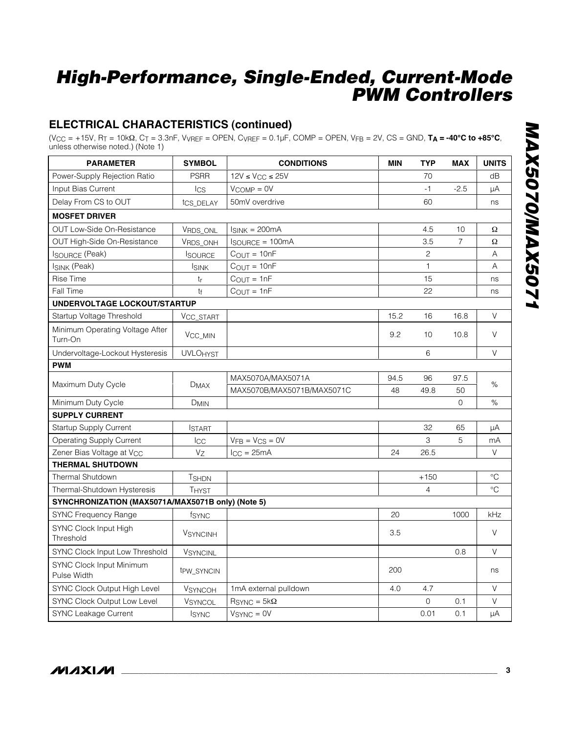## ELECTRICAL CHARACTERISTICS (continued)

($V_{CC}$ = +15V, $R_T$ = 10kΩ, $C_T$ = 3.3nF, $V_{VREF}$ = OPEN, $C_{VREF}$ = 0.1µF, COMP = OPEN, $V_{FB}$ = 2V, CS = GND, **$T_A$ = -40°C to +85°C**, unless otherwise noted.) (Note 1)

| PARAMETER | SYMBOL | CONDITIONS | MIN | TYP | MAX | UNITS |
|---|---|---|---|---|---|---|
| Power-Supply Rejection Ratio | PSRR | 12V ≤ $V_{CC}$ ≤ 25V | | 70 | | dB |
| Input Bias Current | $I_{CS}$ | $V_{COMP}$ = 0V | | -1 | -2.5 | µA |
| Delay From CS to OUT | $t_{CS\_DELAY}$ | 50mV overdrive | | 60 | | ns |
| **MOSFET DRIVER** | | | | | | |
| OUT Low-Side On-Resistance | $V_{RDS\_ONL}$ | $I_{SINK}$ = 200mA | | 4.5 | 10 | Ω |
| OUT High-Side On-Resistance | $V_{RDS\_ONH}$ | $I_{SOURCE}$ = 100mA | | 3.5 | 7 | Ω |
| $I_{SOURCE}$ (Peak) | $I_{SOURCE}$ | $C_{OUT}$ = 10nF | | 2 | | A |
| $I_{SINK}$ (Peak) | $I_{SINK}$ | $C_{OUT}$ = 10nF | | 1 | | A |
| Rise Time | $t_r$ | $C_{OUT}$ = 1nF | | 15 | | ns |
| Fall Time | $t_f$ | $C_{OUT}$ = 1nF | | 22 | | ns |
| **UNDERVOLTAGE LOCKOUT/STARTUP** | | | | | | |
| Startup Voltage Threshold | $V_{CC\_START}$ | | 15.2 | 16 | 16.8 | V |
| Minimum Operating Voltage After Turn-On | $V_{CC\_MIN}$ | | 9.2 | 10 | 10.8 | V |
| Undervoltage-Lockout Hysteresis | $UVLO_{HYST}$ | | | 6 | | V |
| **PWM** | | | | | | |
| Maximum Duty Cycle | $D_{MAX}$ | MAX5070A/MAX5071A | 94.5 | 96 | 97.5 | % |
| | | MAX5070B/MAX5071B/MAX5071C | 48 | 49.8 | 50 | |
| Minimum Duty Cycle | $D_{MIN}$ | | | | 0 | % |
| **SUPPLY CURRENT** | | | | | | |
| Startup Supply Current | $I_{START}$ | | | 32 | 65 | µA |
| Operating Supply Current | $I_{CC}$ | $V_{FB}$ = $V_{CS}$ = 0V | | 3 | 5 | mA |
| Zener Bias Voltage at $V_{CC}$ | $V_Z$ | $I_{CC}$ = 25mA | 24 | 26.5 | | V |
| **THERMAL SHUTDOWN** | | | | | | |
| Thermal Shutdown | $T_{SHDN}$ | | | +150 | | °C |
| Thermal-Shutdown Hysteresis | $T_{HYST}$ | | | 4 | | °C |
| **SYNCHRONIZATION (MAX5071A/MAX5071B only) (Note 5)** | | | | | | |
| SYNC Frequency Range | $f_{SYNC}$ | | 20 | | 1000 | kHz |
| SYNC Clock Input High Threshold | $V_{SYNCINH}$ | | 3.5 | | | V |
| SYNC Clock Input Low Threshold | $V_{SYNCINL}$ | | | | 0.8 | V |
| SYNC Clock Input Minimum Pulse Width | $t_{PW\_SYNCIN}$ | | 200 | | | ns |
| SYNC Clock Output High Level | $V_{SYNCOH}$ | 1mA external pulldown | 4.0 | 4.7 | | V |
| SYNC Clock Output Low Level | $V_{SYNCOL}$ | $R_{SYNC}$ = 5kΩ | | 0 | 0.1 | V |
| SYNC Leakage Current | $I_{SYNC}$ | $V_{SYNC}$ = 0V | | 0.01 | 0.1 | µA |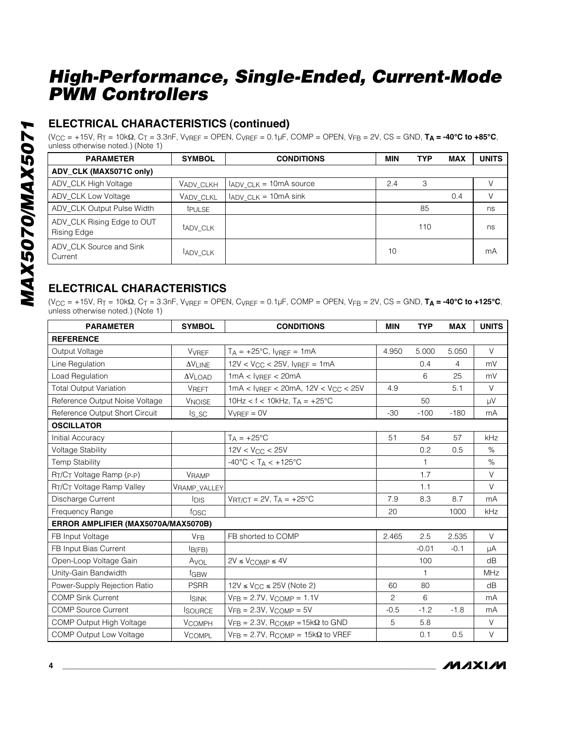# High-Performance, Single-Ended, Current-Mode PWM Controllers

## ELECTRICAL CHARACTERISTICS (continued)

($V_{CC}$ = +15V, $R_T$ = 10kΩ, $C_T$ = 3.3nF, $V_{VREF}$ = OPEN, $C_{VREF}$ = 0.1µF, COMP = OPEN, $V_{FB}$ = 2V, CS = GND, **$T_A$ = -40°C to +85°C**, unless otherwise noted.) (Note 1)

| PARAMETER | SYMBOL | CONDITIONS | MIN | TYP | MAX | UNITS |
|---|---|---|---|---|---|---|
| **ADV_CLK (MAX5071C only)** | | | | | | |
| ADV_CLK High Voltage | $V_{ADV\_CLKH}$ | $I_{ADV\_CLK}$ = 10mA source | 2.4 | 3 | | V |
| ADV_CLK Low Voltage | $V_{ADV\_CLKL}$ | $I_{ADV\_CLK}$ = 10mA sink | | | 0.4 | V |
| ADV_CLK Output Pulse Width | $t_{PULSE}$ | | | 85 | | ns |
| ADV_CLK Rising Edge to OUT Rising Edge | $t_{ADV\_CLK}$ | | | 110 | | ns |
| ADV_CLK Source and Sink Current | $I_{ADV\_CLK}$ | | 10 | | | mA |

## ELECTRICAL CHARACTERISTICS

($V_{CC}$ = +15V, $R_T$ = 10kΩ, $C_T$ = 3.3nF, $V_{VREF}$ = OPEN, $C_{VREF}$ = 0.1µF, COMP = OPEN, $V_{FB}$ = 2V, CS = GND, **$T_A$ = -40°C to +125°C**, unless otherwise noted.) (Note 1)

| PARAMETER | SYMBOL | CONDITIONS | MIN | TYP | MAX | UNITS |
|---|---|---|---|---|---|---|
| **REFERENCE** | | | | | | |
| Output Voltage | $V_{VREF}$ | $T_A$ = +25°C, $I_{VREF}$ = 1mA | 4.950 | 5.000 | 5.050 | V |
| Line Regulation | $\Delta V_{LINE}$ | 12V < $V_{CC}$ < 25V, $I_{VREF}$ = 1mA | | 0.4 | 4 | mV |
| Load Regulation | $\Delta V_{LOAD}$ | 1mA < $I_{VREF}$ < 20mA | | 6 | 25 | mV |
| Total Output Variation | $V_{REFT}$ | 1mA < $I_{VREF}$ < 20mA, 12V < $V_{CC}$ < 25V | 4.9 | | 5.1 | V |
| Reference Output Noise Voltage | $V_{NOISE}$ | 10Hz < f < 10kHz, $T_A$ = +25°C | | 50 | | µV |
| Reference Output Short Circuit | $I_{S\_SC}$ | $V_{VREF}$ = 0V | -30 | -100 | -180 | mA |
| **OSCILLATOR** | | | | | | |
| Initial Accuracy | | $T_A$ = +25°C | 51 | 54 | 57 | kHz |
| Voltage Stability | | 12V < $V_{CC}$ < 25V | | 0.2 | 0.5 | % |
| Temp Stability | | -40°C < $T_A$ < +125°C | | 1 | | % |
| $R_T/C_T$ Voltage Ramp (P-P) | $V_{RAMP}$ | | | 1.7 | | V |
| $R_T/C_T$ Voltage Ramp Valley | $V_{RAMP\_VALLEY}$ | | | 1.1 | | V |
| Discharge Current | $I_{DIS}$ | $V_{RT/CT}$ = 2V, $T_A$ = +25°C | 7.9 | 8.3 | 8.7 | mA |
| Frequency Range | $f_{OSC}$ | | 20 | | 1000 | kHz |
| **ERROR AMPLIFIER (MAX5070A/MAX5070B)** | | | | | | |
| FB Input Voltage | $V_{FB}$ | FB shorted to COMP | 2.465 | 2.5 | 2.535 | V |
| FB Input Bias Current | $I_{B(FB)}$ | | | -0.01 | -0.1 | µA |
| Open-Loop Voltage Gain | $A_{VOL}$ | 2V ≤ $V_{COMP}$ ≤ 4V | | 100 | | dB |
| Unity-Gain Bandwidth | $f_{GBW}$ | | | 1 | | MHz |
| Power-Supply Rejection Ratio | PSRR | 12V ≤ $V_{CC}$ ≤ 25V (Note 2) | 60 | 80 | | dB |
| COMP Sink Current | $I_{SINK}$ | $V_{FB}$ = 2.7V, $V_{COMP}$ = 1.1V | 2 | 6 | | mA |
| COMP Source Current | $I_{SOURCE}$ | $V_{FB}$ = 2.3V, $V_{COMP}$ = 5V | -0.5 | -1.2 | -1.8 | mA |
| COMP Output High Voltage | $V_{COMPH}$ | $V_{FB}$ = 2.3V, $R_{COMP}$ = 15kΩ to GND | 5 | 5.8 | | V |
| COMP Output Low Voltage | $V_{COMPL}$ | $V_{FB}$ = 2.7V, $R_{COMP}$ = 15kΩ to VREF | | 0.1 | 0.5 | V |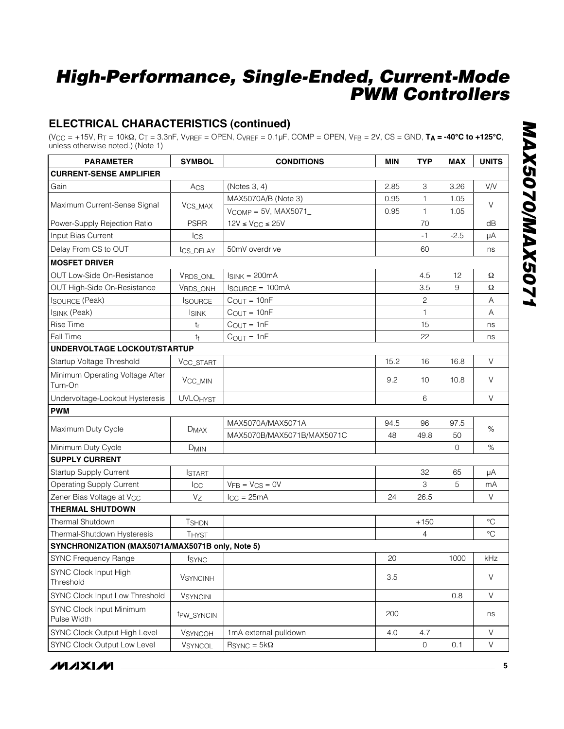## ELECTRICAL CHARACTERISTICS (continued)

($V_{CC}$ = +15V, $R_T$ = 10kΩ, $C_T$ = 3.3nF, $V_{VREF}$ = OPEN, $C_{VREF}$ = 0.1µF, COMP = OPEN, $V_{FB}$ = 2V, CS = GND, **$T_A$ = -40°C to +125°C**, unless otherwise noted.) (Note 1)

| PARAMETER | SYMBOL | CONDITIONS | MIN | TYP | MAX | UNITS |
|---|---|---|---|---|---|---|
| **CURRENT-SENSE AMPLIFIER** | | | | | | |
| Gain | $A_{CS}$ | (Notes 3, 4) | 2.85 | 3 | 3.26 | V/V |
| Maximum Current-Sense Signal | $V_{CS\_MAX}$ | MAX5070A/B (Note 3) | 0.95 | 1 | 1.05 | V |
| | | $V_{COMP}$ = 5V, MAX5071_ | 0.95 | 1 | 1.05 | |
| Power-Supply Rejection Ratio | PSRR | 12V ≤ $V_{CC}$ ≤ 25V | | 70 | | dB |
| Input Bias Current | $I_{CS}$ | | | -1 | -2.5 | µA |
| Delay From CS to OUT | $t_{CS\_DELAY}$ | 50mV overdrive | | 60 | | ns |
| **MOSFET DRIVER** | | | | | | |
| OUT Low-Side On-Resistance | $V_{RDS\_ONL}$ | $I_{SINK}$ = 200mA | | 4.5 | 12 | Ω |
| OUT High-Side On-Resistance | $V_{RDS\_ONH}$ | $I_{SOURCE}$ = 100mA | | 3.5 | 9 | Ω |
| $I_{SOURCE}$ (Peak) | $I_{SOURCE}$ | $C_{OUT}$ = 10nF | | 2 | | A |
| $I_{SINK}$ (Peak) | $I_{SINK}$ | $C_{OUT}$ = 10nF | | 1 | | A |
| Rise Time | $t_r$ | $C_{OUT}$ = 1nF | | 15 | | ns |
| Fall Time | $t_f$ | $C_{OUT}$ = 1nF | | 22 | | ns |
| **UNDERVOLTAGE LOCKOUT/STARTUP** | | | | | | |
| Startup Voltage Threshold | $V_{CC\_START}$ | | 15.2 | 16 | 16.8 | V |
| Minimum Operating Voltage After Turn-On | $V_{CC\_MIN}$ | | 9.2 | 10 | 10.8 | V |
| Undervoltage-Lockout Hysteresis | $UVLO_{HYST}$ | | | 6 | | V |
| **PWM** | | | | | | |
| Maximum Duty Cycle | $D_{MAX}$ | MAX5070A/MAX5071A | 94.5 | 96 | 97.5 | % |
| | | MAX5070B/MAX5071B/MAX5071C | 48 | 49.8 | 50 | |
| Minimum Duty Cycle | $D_{MIN}$ | | | | 0 | % |
| **SUPPLY CURRENT** | | | | | | |
| Startup Supply Current | $I_{START}$ | | | 32 | 65 | µA |
| Operating Supply Current | $I_{CC}$ | $V_{FB}$ = $V_{CS}$ = 0V | | 3 | 5 | mA |
| Zener Bias Voltage at $V_{CC}$ | $V_Z$ | $I_{CC}$ = 25mA | 24 | 26.5 | | V |
| **THERMAL SHUTDOWN** | | | | | | |
| Thermal Shutdown | $T_{SHDN}$ | | | +150 | | °C |
| Thermal-Shutdown Hysteresis | $T_{HYST}$ | | | 4 | | °C |
| **SYNCHRONIZATION (MAX5071A/MAX5071B only, Note 5)** | | | | | | |
| SYNC Frequency Range | $f_{SYNC}$ | | 20 | | 1000 | kHz |
| SYNC Clock Input High Threshold | $V_{SYNCINH}$ | | 3.5 | | | V |
| SYNC Clock Input Low Threshold | $V_{SYNCINL}$ | | | | 0.8 | V |
| SYNC Clock Input Minimum Pulse Width | $t_{PW\_SYNCIN}$ | | 200 | | | ns |
| SYNC Clock Output High Level | $V_{SYNCOH}$ | 1mA external pulldown | 4.0 | 4.7 | | V |
| SYNC Clock Output Low Level | $V_{SYNCOL}$ | $R_{SYNC}$ = 5kΩ | | 0 | 0.1 | V |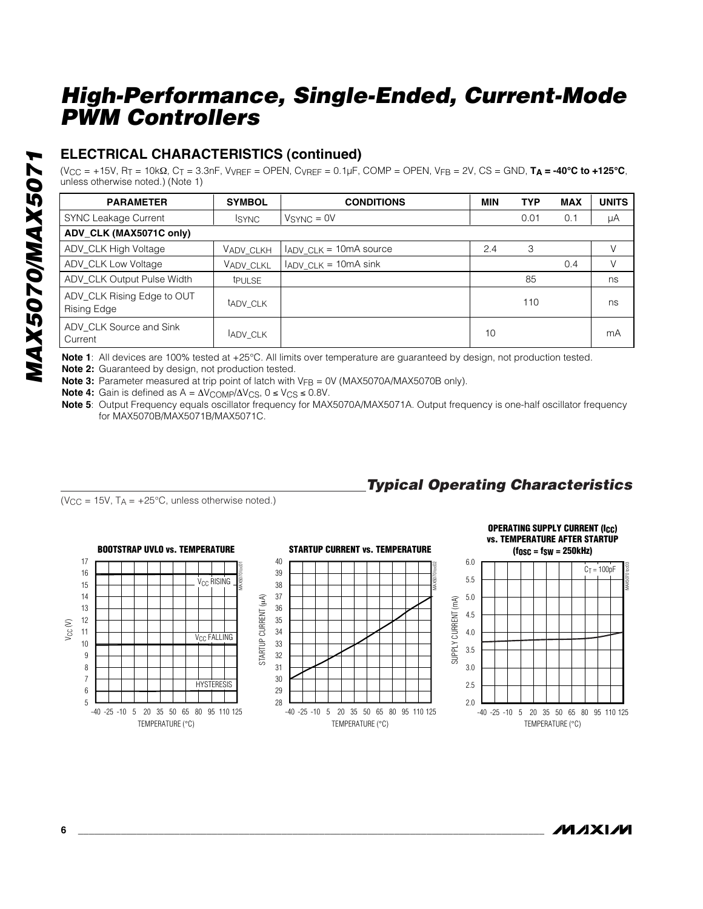## ELECTRICAL CHARACTERISTICS (continued)

($V_{CC}$ = +15V, $R_T$ = 10kΩ, $C_T$ = 3.3nF, $V_{VREF}$ = OPEN, $C_{VREF}$ = 0.1µF, COMP = OPEN, $V_{FB}$ = 2V, CS = GND, **$T_A$ = -40°C to +125°C**, unless otherwise noted.) (Note 1)

| PARAMETER | SYMBOL | CONDITIONS | MIN | TYP | MAX | UNITS |
|---|---|---|---|---|---|---|
| SYNC Leakage Current | $I_{SYNC}$ | $V_{SYNC}$ = 0V | | 0.01 | 0.1 | µA |
| **ADV_CLK (MAX5071C only)** | | | | | | |
| ADV_CLK High Voltage | $V_{ADV\_CLKH}$ | $I_{ADV\_CLK}$ = 10mA source | 2.4 | 3 | | V |
| ADV_CLK Low Voltage | $V_{ADV\_CLKL}$ | $I_{ADV\_CLK}$ = 10mA sink | | | 0.4 | V |
| ADV_CLK Output Pulse Width | $t_{PULSE}$ | | | 85 | | ns |
| ADV_CLK Rising Edge to OUT Rising Edge | $t_{ADV\_CLK}$ | | | 110 | | ns |
| ADV_CLK Source and Sink Current | $I_{ADV\_CLK}$ | | 10 | | | mA |

**Note 1**: All devices are 100% tested at +25°C. All limits over temperature are guaranteed by design, not production tested.

**Note 2:** Guaranteed by design, not production tested.

**Note 3:** Parameter measured at trip point of latch with $V_{FB}$ = 0V (MAX5070A/MAX5070B only).

**Note 4:** Gain is defined as $A = \Delta V_{COMP}/\Delta V_{CS}$, $0 \le V_{CS} \le 0.8V$.

**Note 5**: Output Frequency equals oscillator frequency for MAX5070A/MAX5071A. Output frequency is one-half oscillator frequency for MAX5070B/MAX5071B/MAX5071C.

## *Typical Operating Characteristics*

($V_{CC}$ = 15V, $T_A$ = +25°C, unless otherwise noted.)

**BOOTSTRAP UVLO vs. TEMPERATURE**

MAX5070 toc01

$V_{CC}$ (V)

17, 16, 15, 14, 13, 12, 11, 10, 9, 8, 7, 6, 5

$V_{CC}$ RISING

$V_{CC}$ FALLING

HYSTERESIS

-40 -25 -10 5 20 35 50 65 80 95 110 125

TEMPERATURE (°C)

**STARTUP CURRENT vs. TEMPERATURE**

MAX5070 toc02

STARTUP CURRENT (µA)

40, 39, 38, 37, 36, 35, 34, 33, 32, 31, 30, 29, 28

-40 -25 -10 5 20 35 50 65 80 95 110 125

TEMPERATURE (°C)

**OPERATING SUPPLY CURRENT ($I_{CC}$) vs. TEMPERATURE AFTER STARTUP ($f_{OSC}$ = $f_{SW}$ = 250kHz)**

MAX5070 toc03

SUPPLY CURRENT (mA)

6.0, 5.5, 5.0, 4.5, 4.0, 3.5, 3.0, 2.5, 2.0

$C_T$ = 100pF

-40 -25 -10 5 20 35 50 65 80 95 110 125

TEMPERATURE (°C)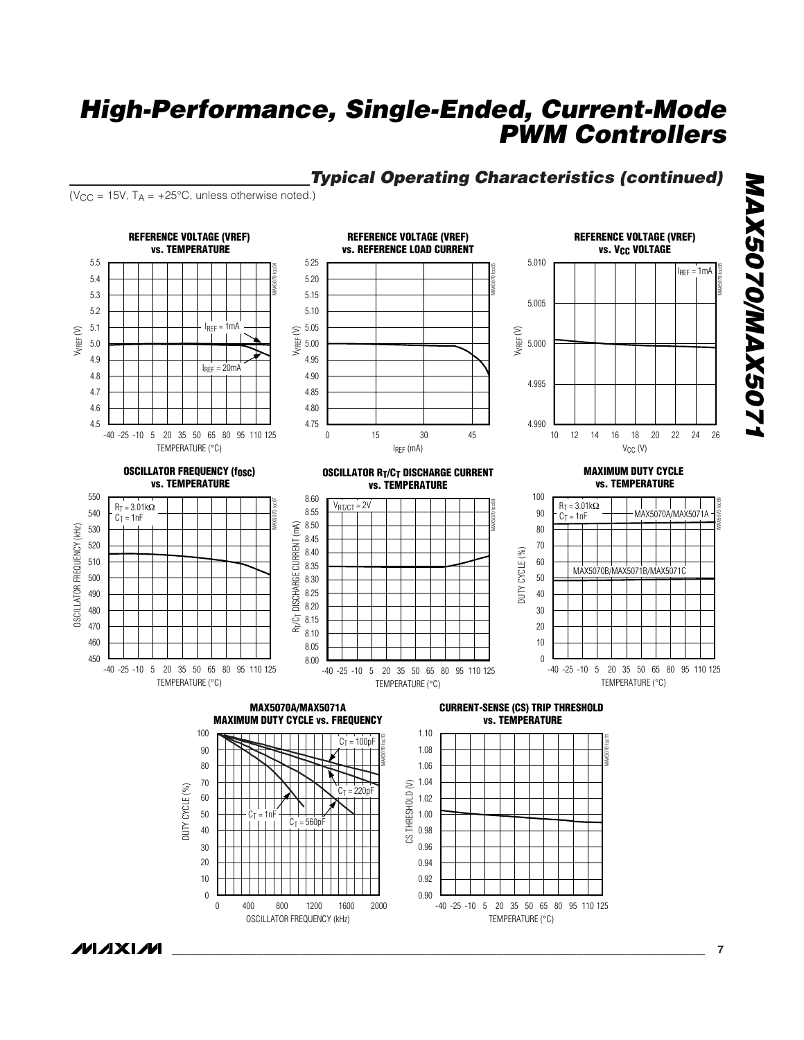## Typical Operating Characteristics (continued)

($V_{CC}$ = 15V, $T_A$ = +25°C, unless otherwise noted.)

**REFERENCE VOLTAGE (VREF) vs. TEMPERATURE**

MAX5070 toc04

$V_{VREF}$ (V)

5.5
5.4
5.3
5.2
5.1
5.0
4.9
4.8
4.7
4.6
4.5

$I_{REF}$ = 1mA

$I_{REF}$ = 20mA

-40 -25 -10 5 20 35 50 65 80 95 110 125

TEMPERATURE (°C)

**REFERENCE VOLTAGE (VREF) vs. REFERENCE LOAD CURRENT**

MAX5070 toc05

$V_{VREF}$ (V)

5.25
5.20
5.15
5.10
5.05
5.00
4.95
4.90
4.85
4.80
4.75

0 15 30 45

$I_{REF}$ (mA)

**REFERENCE VOLTAGE (VREF) vs. $V_{CC}$ VOLTAGE**

MAX5070 toc06

$V_{VREF}$ (V)

5.010
5.005
5.000
4.995
4.990

$I_{REF}$ = 1mA

10 12 14 16 18 20 22 24 26

$V_{CC}$ (V)

**OSCILLATOR FREQUENCY ($f_{OSC}$) vs. TEMPERATURE**

MAX5070 toc07

OSCILLATOR FREQUENCY (kHz)

550
540
530
520
510
500
490
480
470
460
450

$R_T$ = 3.01kΩ
$C_T$ = 1nF

-40 -25 -10 5 20 35 50 65 80 95 110 125

TEMPERATURE (°C)

**OSCILLATOR $R_T/C_T$ DISCHARGE CURRENT vs. TEMPERATURE**

MAX5070 toc08

$R_T/C_T$ DISCHARGE CURRENT (mA)

8.60
8.55
8.50
8.45
8.40
8.35
8.30
8.25
8.20
8.15
8.10
8.05
8.00

$V_{RT/CT}$ = 2V

-40 -25 -10 5 20 35 50 65 80 95 110 125

TEMPERATURE (°C)

**MAXIMUM DUTY CYCLE vs. TEMPERATURE**

MAX5070 toc09

DUTY CYCLE (%)

100
90
80
70
60
50
40
30
20
10
0

$R_T$ = 3.01kΩ
$C_T$ = 1nF

MAX5070A/MAX5071A

MAX5070B/MAX5071B/MAX5071C

-40 -25 -10 5 20 35 50 65 80 95 110 125

TEMPERATURE (°C)

**MAX5070A/MAX5071A MAXIMUM DUTY CYCLE vs. FREQUENCY**

MAX5070 toc10

DUTY CYCLE (%)

100
90
80
70
60
50
40
30
20
10
0

$C_T$ = 100pF

$C_T$ = 220pF

$C_T$ = 1nF

$C_T$ = 560pF

0 400 800 1200 1600 2000

OSCILLATOR FREQUENCY (kHz)

**CURRENT-SENSE (CS) TRIP THRESHOLD vs. TEMPERATURE**

MAX5070 toc11

CS THRESHOLD (V)

1.10
1.08
1.06
1.04
1.02
1.00
0.98
0.96
0.94
0.92
0.90

-40 -25 -10 5 20 35 50 65 80 95 110 125

TEMPERATURE (°C)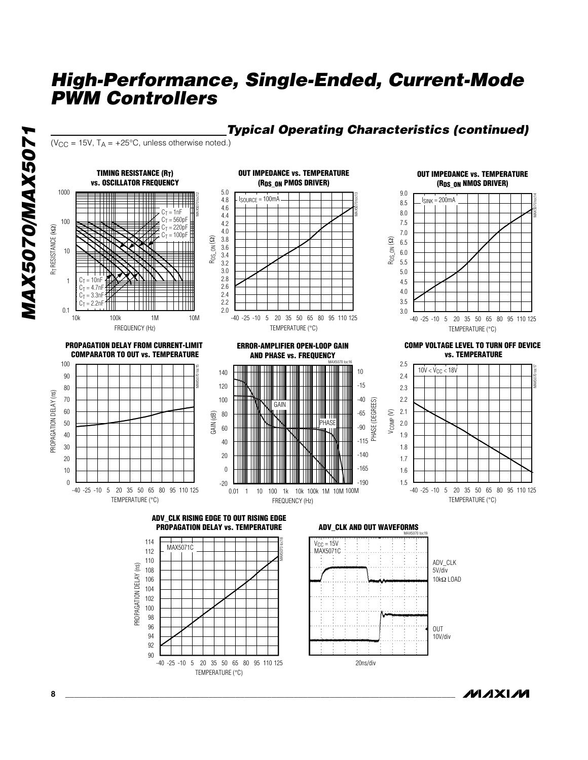## Typical Operating Characteristics (continued)

($V_{CC}$ = 15V, $T_A$ = +25°C, unless otherwise noted.)

**TIMING RESISTANCE ($R_T$) vs. OSCILLATOR FREQUENCY**

MAX5070 toc12

$R_T$ RESISTANCE (kΩ)

1000
100
10
1
0.1

FREQUENCY (Hz)

10k 100k 1M 10M

$C_T$ = 1nF
$C_T$ = 560pF
$C_T$ = 220pF
$C_T$ = 100pF
$C_T$ = 10nF
$C_T$ = 4.7nF
$C_T$ = 3.3nF
$C_T$ = 2.2nF

**OUT IMPEDANCE vs. TEMPERATURE ($R_{DS\_ON}$ PMOS DRIVER)**

MAX5070 toc13

$I_{SOURCE}$ = 100mA

$R_{DS\_ON}$ (Ω)

5.0 4.8 4.6 4.4 4.2 4.0 3.8 3.6 3.4 3.2 3.0 2.8 2.6 2.4 2.2 2.0

TEMPERATURE (°C)

-40 -25 -10 5 20 35 50 65 80 95 110 125

**OUT IMPEDANCE vs. TEMPERATURE ($R_{DS\_ON}$ NMOS DRIVER)**

MAX5070 toc14

$I_{SINK}$ = 200mA

$R_{DS\_ON}$ (Ω)

9.0 8.5 8.0 7.5 7.0 6.5 6.0 5.5 5.0 4.5 4.0 3.5 3.0

TEMPERATURE (°C)

-40 -25 -10 5 20 35 50 65 80 95 110 125

**PROPAGATION DELAY FROM CURRENT-LIMIT COMPARATOR TO OUT vs. TEMPERATURE**

MAX5070 toc15

PROPAGATION DELAY (ns)

100 90 80 70 60 50 40 30 20 10 0

TEMPERATURE (°C)

-40 -25 -10 5 20 35 50 65 80 95 110 125

**ERROR-AMPLIFIER OPEN-LOOP GAIN AND PHASE vs. FREQUENCY**

MAX5070 toc16

GAIN (dB)

140 120 100 80 60 40 20 0 -20

PHASE (DEGREES)

10 -15 -40 -65 -90 -115 -140 -165 -190

GAIN

PHASE

FREQUENCY (Hz)

0.01 1 10 100 1k 10k 100k 1M 10M 100M

**COMP VOLTAGE LEVEL TO TURN OFF DEVICE vs. TEMPERATURE**

MAX5070 toc17

10V < $V_{CC}$ < 18V

$V_{COMP}$ (V)

2.5 2.4 2.3 2.2 2.1 2.0 1.9 1.8 1.7 1.6 1.5

TEMPERATURE (°C)

-40 -25 -10 5 20 35 50 65 80 95 110 125

**ADV_CLK RISING EDGE TO OUT RISING EDGE PROPAGATION DELAY vs. TEMPERATURE**

MAX5070 toc18

MAX5071C

PROPAGATION DELAY (ns)

114 112 110 108 106 104 102 100 98 96 94 92 90

TEMPERATURE (°C)

-40 -25 -10 5 20 35 50 65 80 95 110 125

**ADV_CLK AND OUT WAVEFORMS**

MAX5070 toc19

$V_{CC}$ = 15V
MAX5071C

ADV_CLK
5V/div
10kΩ LOAD

OUT
10V/div

20ns/div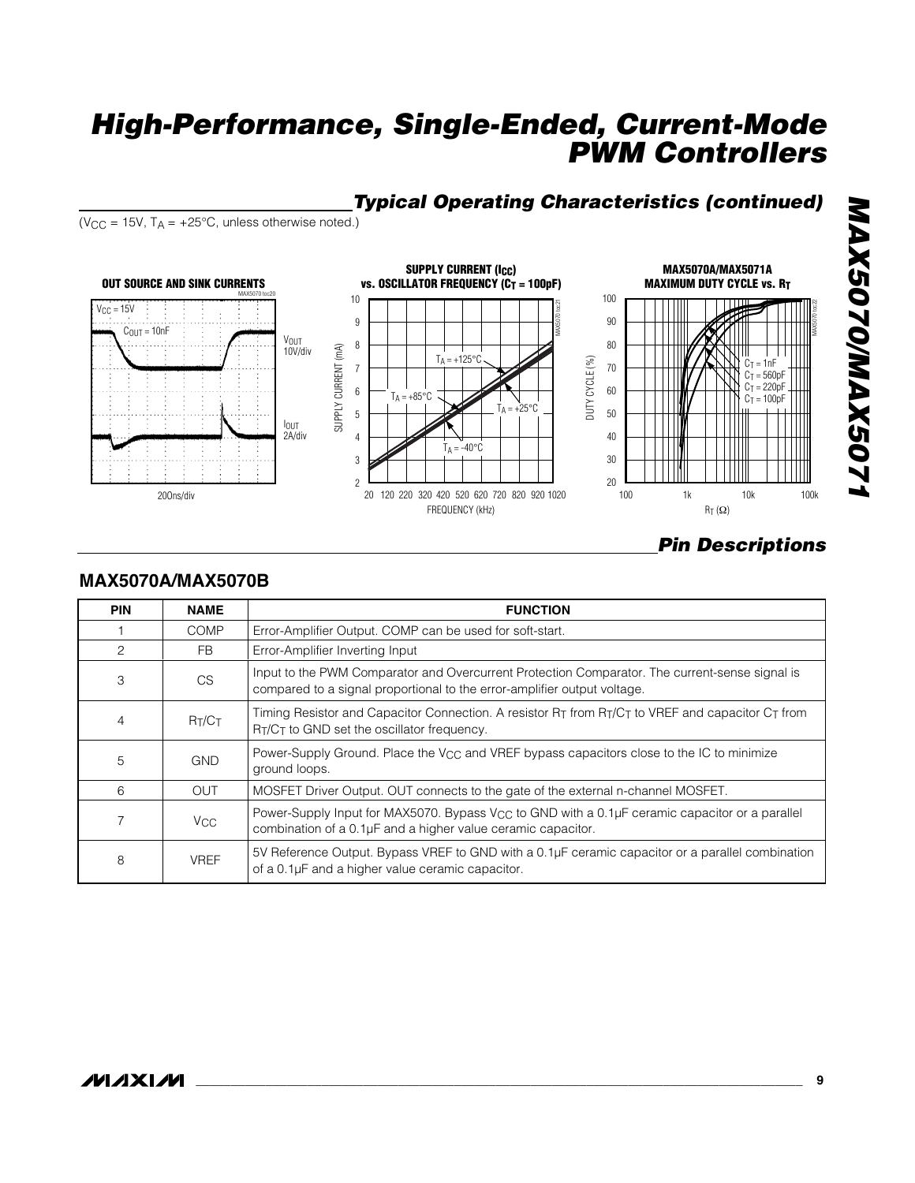## Typical Operating Characteristics (continued)

($V_{CC}$ = 15V, $T_A$ = +25°C, unless otherwise noted.)

OUT SOURCE AND SINK CURRENTS

MAX5070 toc20

$V_{CC}$ = 15V

$C_{OUT}$ = 10nF

$V_{OUT}$ 10V/div

$I_{OUT}$ 2A/div

200ns/div

SUPPLY CURRENT ($I_{CC}$) vs. OSCILLATOR FREQUENCY ($C_T$ = 100pF)

MAX5070 toc21

SUPPLY CURRENT (mA)

10, 9, 8, 7, 6, 5, 4, 3, 2

$T_A$ = +125°C

$T_A$ = +85°C

$T_A$ = +25°C

$T_A$ = -40°C

20 120 220 320 420 520 620 720 820 920 1020

FREQUENCY (kHz)

MAX5070A/MAX5071A MAXIMUM DUTY CYCLE vs. $R_T$

MAX5070 toc22

DUTY CYCLE (%)

100, 90, 80, 70, 60, 50, 40, 30, 20

$C_T$ = 1nF

$C_T$ = 560pF

$C_T$ = 220pF

$C_T$ = 100pF

100, 1k, 10k, 100k

$R_T$ (Ω)

## Pin Descriptions

### MAX5070A/MAX5070B

| PIN | NAME | FUNCTION |
|---|---|---|
| 1 | COMP | Error-Amplifier Output. COMP can be used for soft-start. |
| 2 | FB | Error-Amplifier Inverting Input |
| 3 | CS | Input to the PWM Comparator and Overcurrent Protection Comparator. The current-sense signal is compared to a signal proportional to the error-amplifier output voltage. |
| 4 | $R_T/C_T$ | Timing Resistor and Capacitor Connection. A resistor $R_T$ from $R_T/C_T$ to VREF and capacitor $C_T$ from $R_T/C_T$ to GND set the oscillator frequency. |
| 5 | GND | Power-Supply Ground. Place the $V_{CC}$ and VREF bypass capacitors close to the IC to minimize ground loops. |
| 6 | OUT | MOSFET Driver Output. OUT connects to the gate of the external n-channel MOSFET. |
| 7 | $V_{CC}$ | Power-Supply Input for MAX5070. Bypass $V_{CC}$ to GND with a 0.1µF ceramic capacitor or a parallel combination of a 0.1µF and a higher value ceramic capacitor. |
| 8 | VREF | 5V Reference Output. Bypass VREF to GND with a 0.1µF ceramic capacitor or a parallel combination of a 0.1µF and a higher value ceramic capacitor. |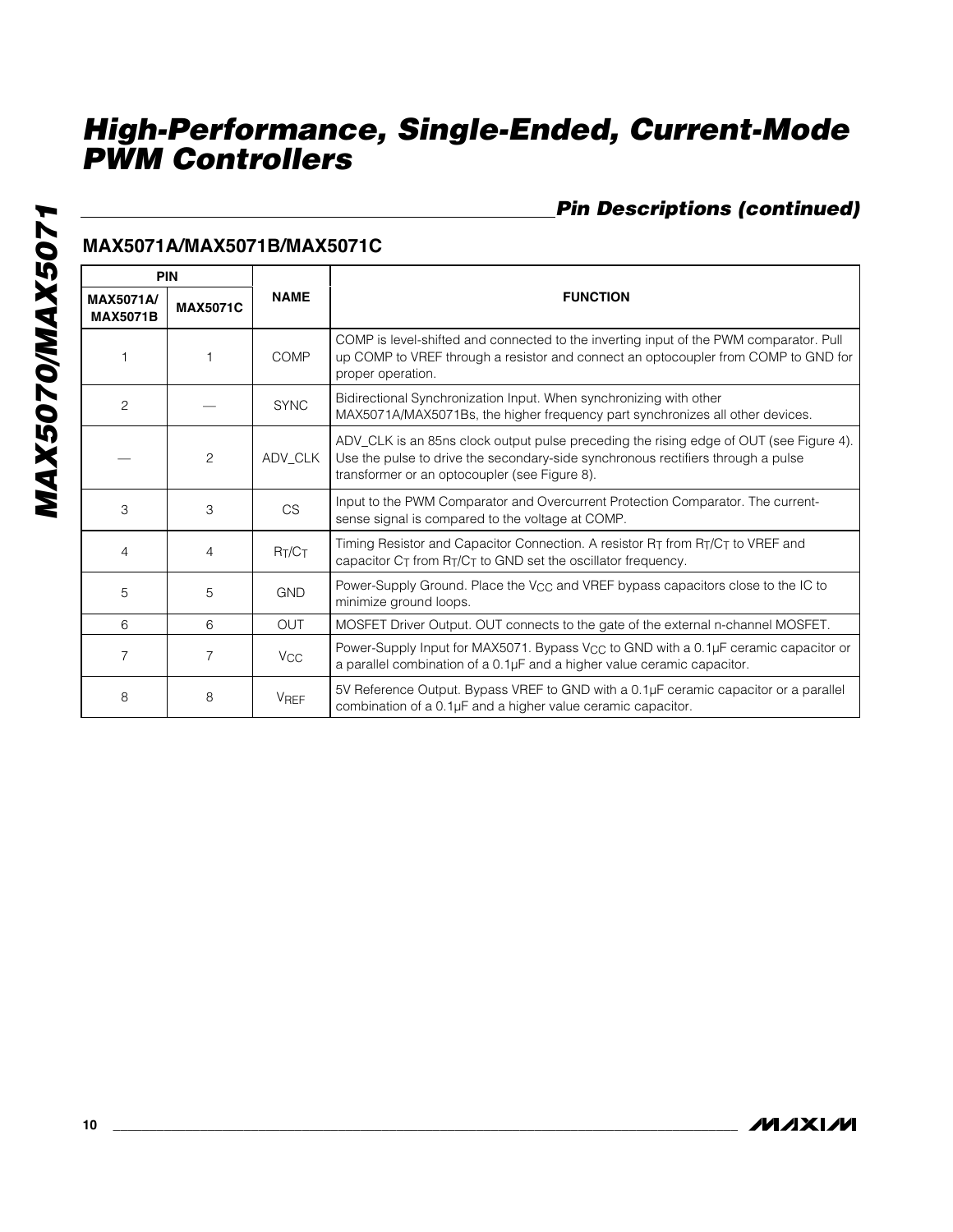## Pin Descriptions (continued)

### MAX5071A/MAX5071B/MAX5071C

| PIN | | NAME | FUNCTION |
|---|---|---|---|
| MAX5071A/ MAX5071B | MAX5071C | | |
| 1 | 1 | COMP | COMP is level-shifted and connected to the inverting input of the PWM comparator. Pull up COMP to VREF through a resistor and connect an optocoupler from COMP to GND for proper operation. |
| 2 | — | SYNC | Bidirectional Synchronization Input. When synchronizing with other MAX5071A/MAX5071Bs, the higher frequency part synchronizes all other devices. |
| — | 2 | ADV_CLK | ADV_CLK is an 85ns clock output pulse preceding the rising edge of OUT (see Figure 4). Use the pulse to drive the secondary-side synchronous rectifiers through a pulse transformer or an optocoupler (see Figure 8). |
| 3 | 3 | CS | Input to the PWM Comparator and Overcurrent Protection Comparator. The current-sense signal is compared to the voltage at COMP. |
| 4 | 4 | $R_T/C_T$ | Timing Resistor and Capacitor Connection. A resistor $R_T$ from $R_T/C_T$ to VREF and capacitor $C_T$ from $R_T/C_T$ to GND set the oscillator frequency. |
| 5 | 5 | GND | Power-Supply Ground. Place the $V_{CC}$ and VREF bypass capacitors close to the IC to minimize ground loops. |
| 6 | 6 | OUT | MOSFET Driver Output. OUT connects to the gate of the external n-channel MOSFET. |
| 7 | 7 | $V_{CC}$ | Power-Supply Input for MAX5071. Bypass $V_{CC}$ to GND with a 0.1µF ceramic capacitor or a parallel combination of a 0.1µF and a higher value ceramic capacitor. |
| 8 | 8 | $V_{REF}$ | 5V Reference Output. Bypass VREF to GND with a 0.1µF ceramic capacitor or a parallel combination of a 0.1µF and a higher value ceramic capacitor. |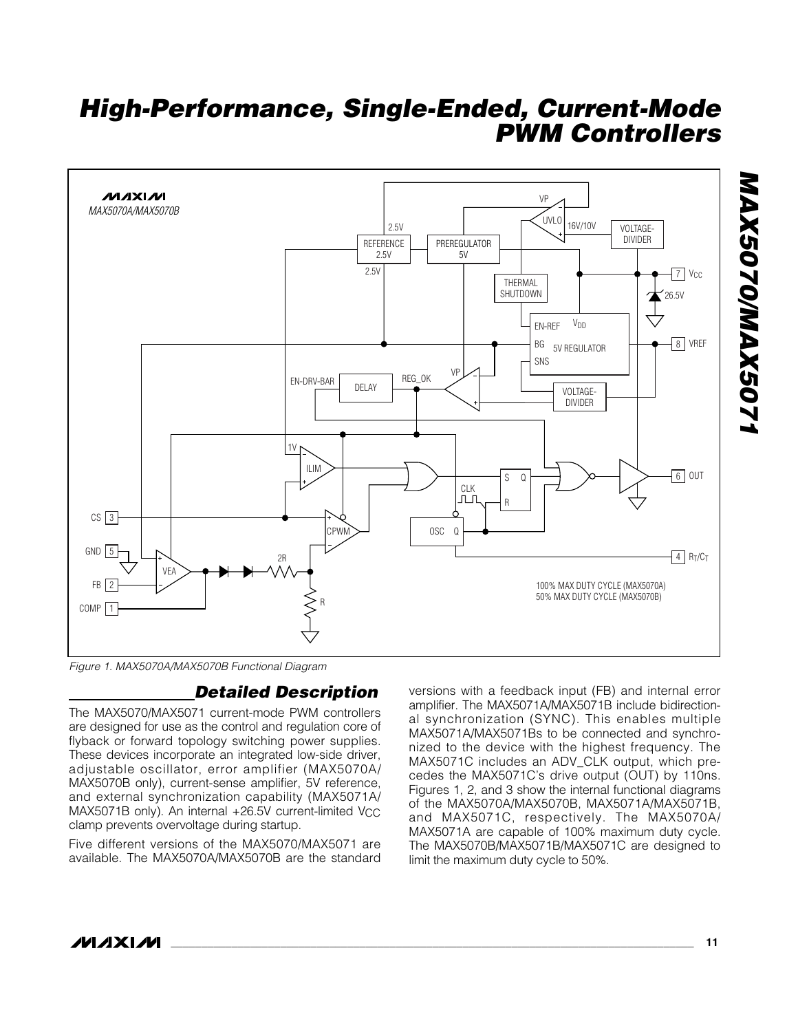MAXIM
MAX5070A/MAX5070B

VP
UVLO
16V/10V
VOLTAGE-DIVIDER
2.5V
REFERENCE 2.5V
PREREGULATOR 5V
2.5V
7 VCC
THERMAL SHUTDOWN
26.5V
EN-REF
VDD
BG
5V REGULATOR
8 VREF
SNS
EN-DRV-BAR
DELAY
REG_OK
VP
VOLTAGE-DIVIDER
1V
ILIM
S Q
CLK
R
6 OUT
CS 3
CPWM
OSC Q
GND 5
4 RT/CT
2R
VEA
FB 2
COMP 1
R
100% MAX DUTY CYCLE (MAX5070A)
50% MAX DUTY CYCLE (MAX5070B)

*Figure 1. MAX5070A/MAX5070B Functional Diagram*

## Detailed Description

The MAX5070/MAX5071 current-mode PWM controllers are designed for use as the control and regulation core of flyback or forward topology switching power supplies. These devices incorporate an integrated low-side driver, adjustable oscillator, error amplifier (MAX5070A/MAX5070B only), current-sense amplifier, 5V reference, and external synchronization capability (MAX5071A/MAX5071B only). An internal +26.5V current-limited $V_{CC}$ clamp prevents overvoltage during startup.

Five different versions of the MAX5070/MAX5071 are available. The MAX5070A/MAX5070B are the standard versions with a feedback input (FB) and internal error amplifier. The MAX5071A/MAX5071B include bidirectional synchronization (SYNC). This enables multiple MAX5071A/MAX5071Bs to be connected and synchronized to the device with the highest frequency. The MAX5071C includes an ADV_CLK output, which precedes the MAX5071C's drive output (OUT) by 110ns. Figures 1, 2, and 3 show the internal functional diagrams of the MAX5070A/MAX5070B, MAX5071A/MAX5071B, and MAX5071C, respectively. The MAX5070A/MAX5071A are capable of 100% maximum duty cycle. The MAX5070B/MAX5071B/MAX5071C are designed to limit the maximum duty cycle to 50%.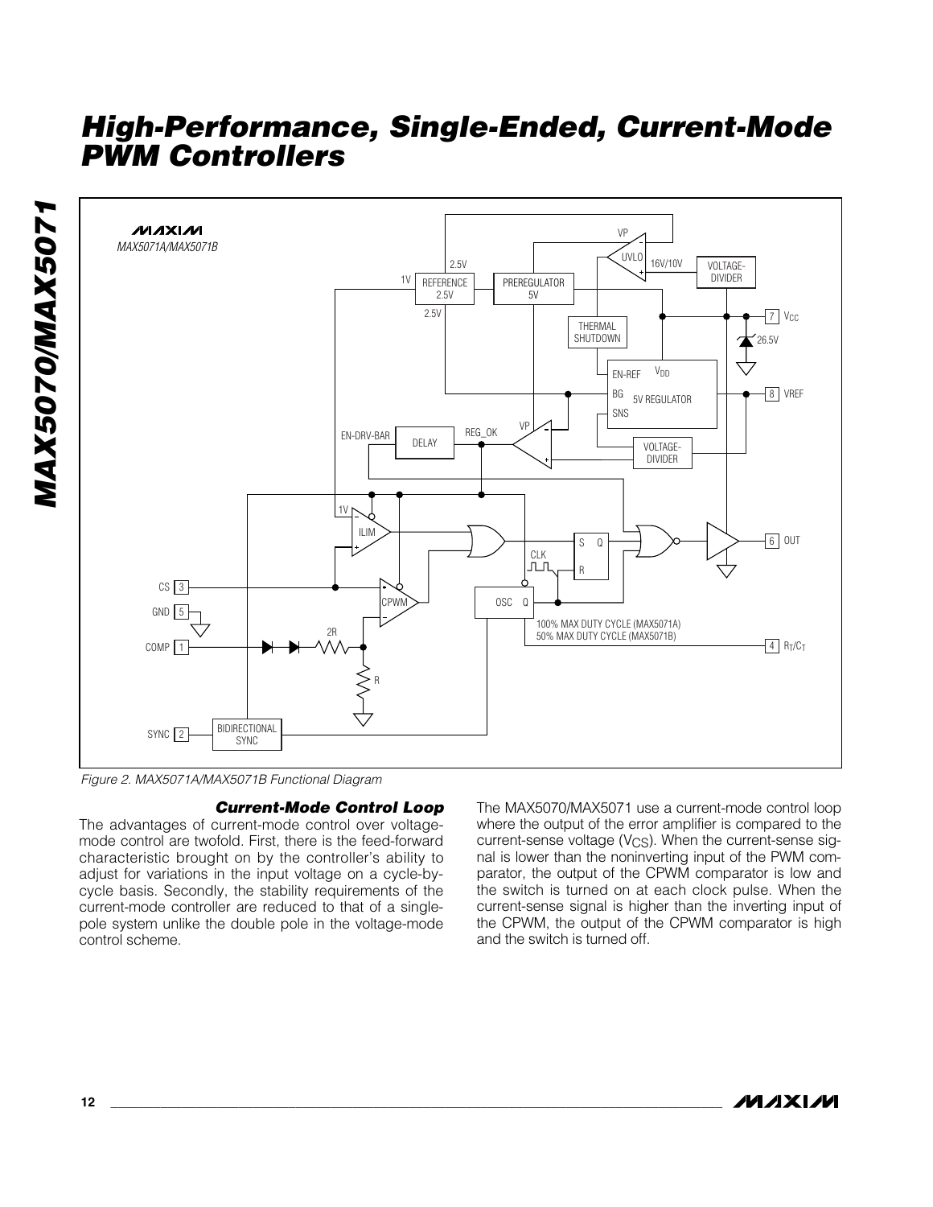MAXIM
MAX5071A/MAX5071B

VP
UVLO
16V/10V
VOLTAGE-DIVIDER
2.5V
1V
REFERENCE 2.5V
PREREGULATOR 5V
2.5V
7 $V_{CC}$
THERMAL SHUTDOWN
26.5V
EN-REF
$V_{DD}$
BG
5V REGULATOR
8 VREF
SNS
VP
REG_OK
EN-DRV-BAR
DELAY
VOLTAGE-DIVIDER
1V
ILIM
S Q
R
6 OUT
CLK
CS 3
CPWM
OSC Q
GND 5
100% MAX DUTY CYCLE (MAX5071A)
50% MAX DUTY CYCLE (MAX5071B)
4 $R_T/C_T$
COMP 1
2R
R
SYNC 2
BIDIRECTIONAL SYNC

*Figure 2. MAX5071A/MAX5071B Functional Diagram*

### Current-Mode Control Loop

The advantages of current-mode control over voltage-mode control are twofold. First, there is the feed-forward characteristic brought on by the controller's ability to adjust for variations in the input voltage on a cycle-by-cycle basis. Secondly, the stability requirements of the current-mode controller are reduced to that of a single-pole system unlike the double pole in the voltage-mode control scheme.

The MAX5070/MAX5071 use a current-mode control loop where the output of the error amplifier is compared to the current-sense voltage ($V_{CS}$). When the current-sense signal is lower than the noninverting input of the PWM comparator, the output of the CPWM comparator is low and the switch is turned on at each clock pulse. When the current-sense signal is higher than the inverting input of the CPWM, the output of the CPWM comparator is high and the switch is turned off.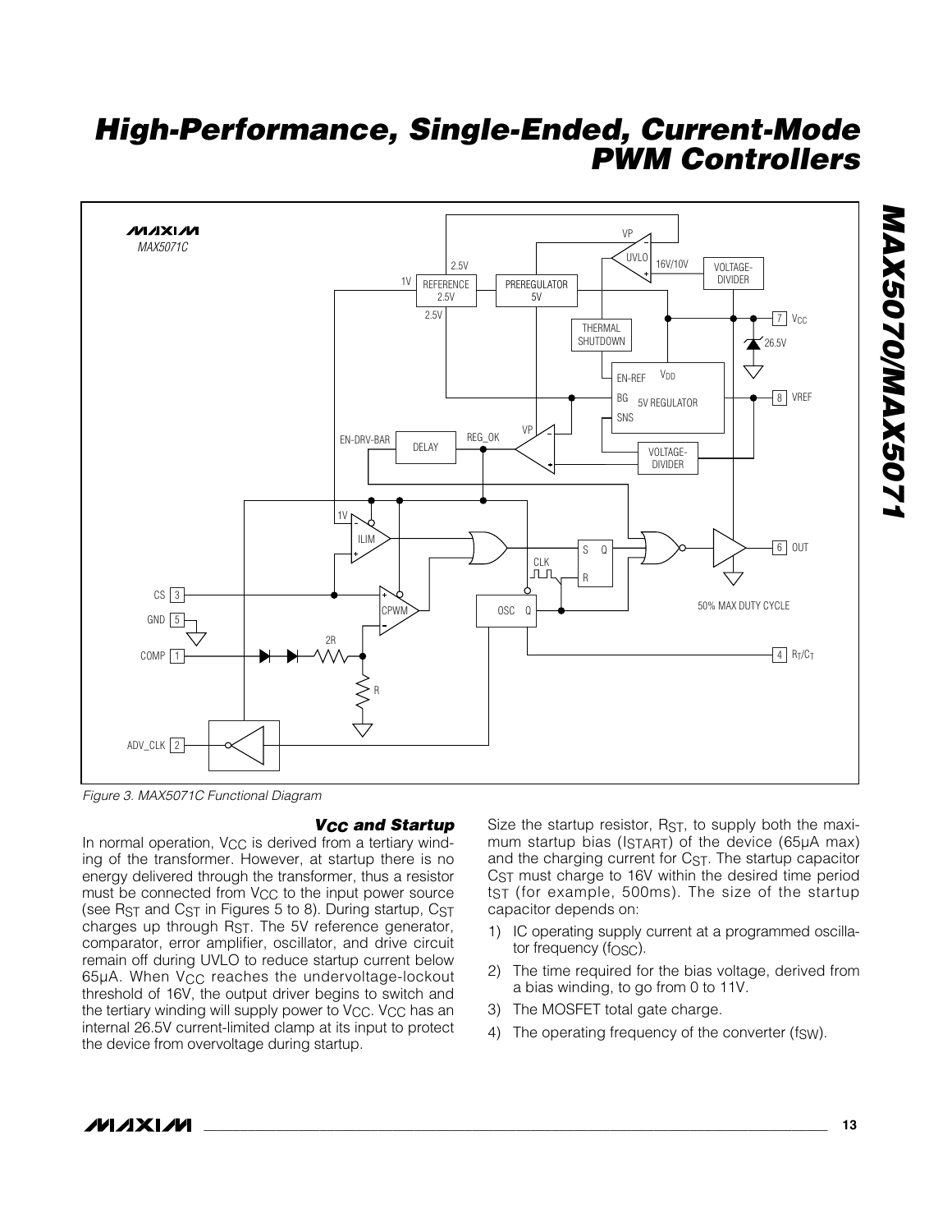MAXIM
MAX5071C

VP
UVLO
16V/10V
VOLTAGE-DIVIDER
2.5V
1V
REFERENCE 2.5V
PREREGULATOR 5V
2.5V
7 $V_{CC}$
THERMAL SHUTDOWN
26.5V
EN-REF
$V_{DD}$
BG
5V REGULATOR
8 VREF
SNS
VP
EN-DRV-BAR
DELAY
REG_OK
VOLTAGE-DIVIDER
1V
ILIM
S Q
R
CLK
6 OUT
CS 3
CPWM
OSC Q
50% MAX DUTY CYCLE
GND 5
2R
COMP 1
4 $R_T/C_T$
R
ADV_CLK 2

*Figure 3. MAX5071C Functional Diagram*

### *$V_{CC}$ and Startup*

In normal operation, $V_{CC}$ is derived from a tertiary winding of the transformer. However, at startup there is no energy delivered through the transformer, thus a resistor must be connected from $V_{CC}$ to the input power source (see $R_{ST}$ and $C_{ST}$ in Figures 5 to 8). During startup, $C_{ST}$ charges up through $R_{ST}$. The 5V reference generator, comparator, error amplifier, oscillator, and drive circuit remain off during UVLO to reduce startup current below 65µA. When $V_{CC}$ reaches the undervoltage-lockout threshold of 16V, the output driver begins to switch and the tertiary winding will supply power to $V_{CC}$. $V_{CC}$ has an internal 26.5V current-limited clamp at its input to protect the device from overvoltage during startup.

Size the startup resistor, $R_{ST}$, to supply both the maximum startup bias ($I_{START}$) of the device (65µA max) and the charging current for $C_{ST}$. The startup capacitor $C_{ST}$ must charge to 16V within the desired time period $t_{ST}$ (for example, 500ms). The size of the startup capacitor depends on:

1) IC operating supply current at a programmed oscillator frequency ($f_{OSC}$).
2) The time required for the bias voltage, derived from a bias winding, to go from 0 to 11V.
3) The MOSFET total gate charge.
4) The operating frequency of the converter ($f_{SW}$).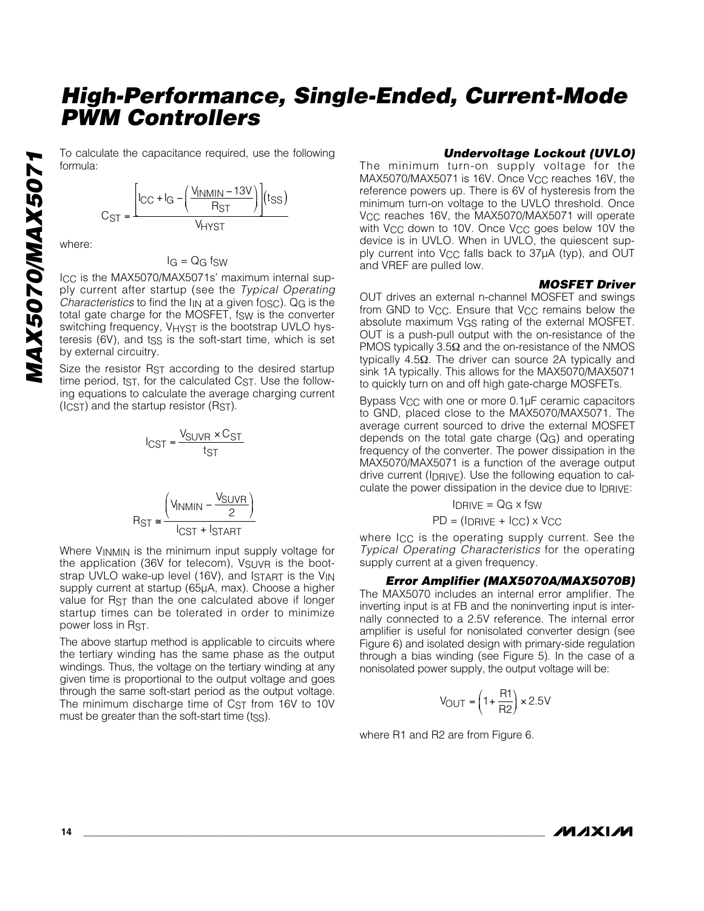To calculate the capacitance required, use the following formula:

$$C_{ST} = \frac{\left[I_{CC} + I_G - \left(\frac{V_{INMIN} - 13V}{R_{ST}}\right)\right](t_{SS})}{V_{HYST}}$$

where:

$$I_G = Q_G \; f_{SW}$$

$I_{CC}$ is the MAX5070/MAX5071s' maximum internal supply current after startup (see the *Typical Operating Characteristics* to find the $I_{IN}$ at a given $f_{OSC}$). $Q_G$ is the total gate charge for the MOSFET, $f_{SW}$ is the converter switching frequency, $V_{HYST}$ is the bootstrap UVLO hysteresis (6V), and $t_{SS}$ is the soft-start time, which is set by external circuitry.

Size the resistor $R_{ST}$ according to the desired startup time period, $t_{ST}$, for the calculated $C_{ST}$. Use the following equations to calculate the average charging current ($I_{CST}$) and the startup resistor ($R_{ST}$).

$$I_{CST} = \frac{V_{SUVR} \times C_{ST}}{t_{ST}}$$

$$R_{ST} \cong \frac{\left(V_{INMIN} - \frac{V_{SUVR}}{2}\right)}{I_{CST} + I_{START}}$$

Where $V_{INMIN}$ is the minimum input supply voltage for the application (36V for telecom), $V_{SUVR}$ is the bootstrap UVLO wake-up level (16V), and $I_{START}$ is the $V_{IN}$ supply current at startup (65µA, max). Choose a higher value for $R_{ST}$ than the one calculated above if longer startup times can be tolerated in order to minimize power loss in $R_{ST}$.

The above startup method is applicable to circuits where the tertiary winding has the same phase as the output windings. Thus, the voltage on the tertiary winding at any given time is proportional to the output voltage and goes through the same soft-start period as the output voltage. The minimum discharge time of $C_{ST}$ from 16V to 10V must be greater than the soft-start time ($t_{SS}$).

### *Undervoltage Lockout (UVLO)*

The minimum turn-on supply voltage for the MAX5070/MAX5071 is 16V. Once $V_{CC}$ reaches 16V, the reference powers up. There is 6V of hysteresis from the minimum turn-on voltage to the UVLO threshold. Once $V_{CC}$ reaches 16V, the MAX5070/MAX5071 will operate with $V_{CC}$ down to 10V. Once $V_{CC}$ goes below 10V the device is in UVLO. When in UVLO, the quiescent supply current into $V_{CC}$ falls back to 37µA (typ), and OUT and VREF are pulled low.

### *MOSFET Driver*

OUT drives an external n-channel MOSFET and swings from GND to $V_{CC}$. Ensure that $V_{CC}$ remains below the absolute maximum $V_{GS}$ rating of the external MOSFET. OUT is a push-pull output with the on-resistance of the PMOS typically 3.5Ω and the on-resistance of the NMOS typically 4.5Ω. The driver can source 2A typically and sink 1A typically. This allows for the MAX5070/MAX5071 to quickly turn on and off high gate-charge MOSFETs.

Bypass $V_{CC}$ with one or more 0.1µF ceramic capacitors to GND, placed close to the MAX5070/MAX5071. The average current sourced to drive the external MOSFET depends on the total gate charge ($Q_G$) and operating frequency of the converter. The power dissipation in the MAX5070/MAX5071 is a function of the average output drive current ($I_{DRIVE}$). Use the following equation to calculate the power dissipation in the device due to $I_{DRIVE}$:

$$I_{DRIVE} = Q_G \times f_{SW}$$

$$PD = (I_{DRIVE} + I_{CC}) \times V_{CC}$$

where $I_{CC}$ is the operating supply current. See the *Typical Operating Characteristics* for the operating supply current at a given frequency.

### *Error Amplifier (MAX5070A/MAX5070B)*

The MAX5070 includes an internal error amplifier. The inverting input is at FB and the noninverting input is internally connected to a 2.5V reference. The internal error amplifier is useful for nonisolated converter design (see Figure 6) and isolated design with primary-side regulation through a bias winding (see Figure 5). In the case of a nonisolated power supply, the output voltage will be:

$$V_{OUT} = \left(1 + \frac{R1}{R2}\right) \times 2.5V$$

where R1 and R2 are from Figure 6.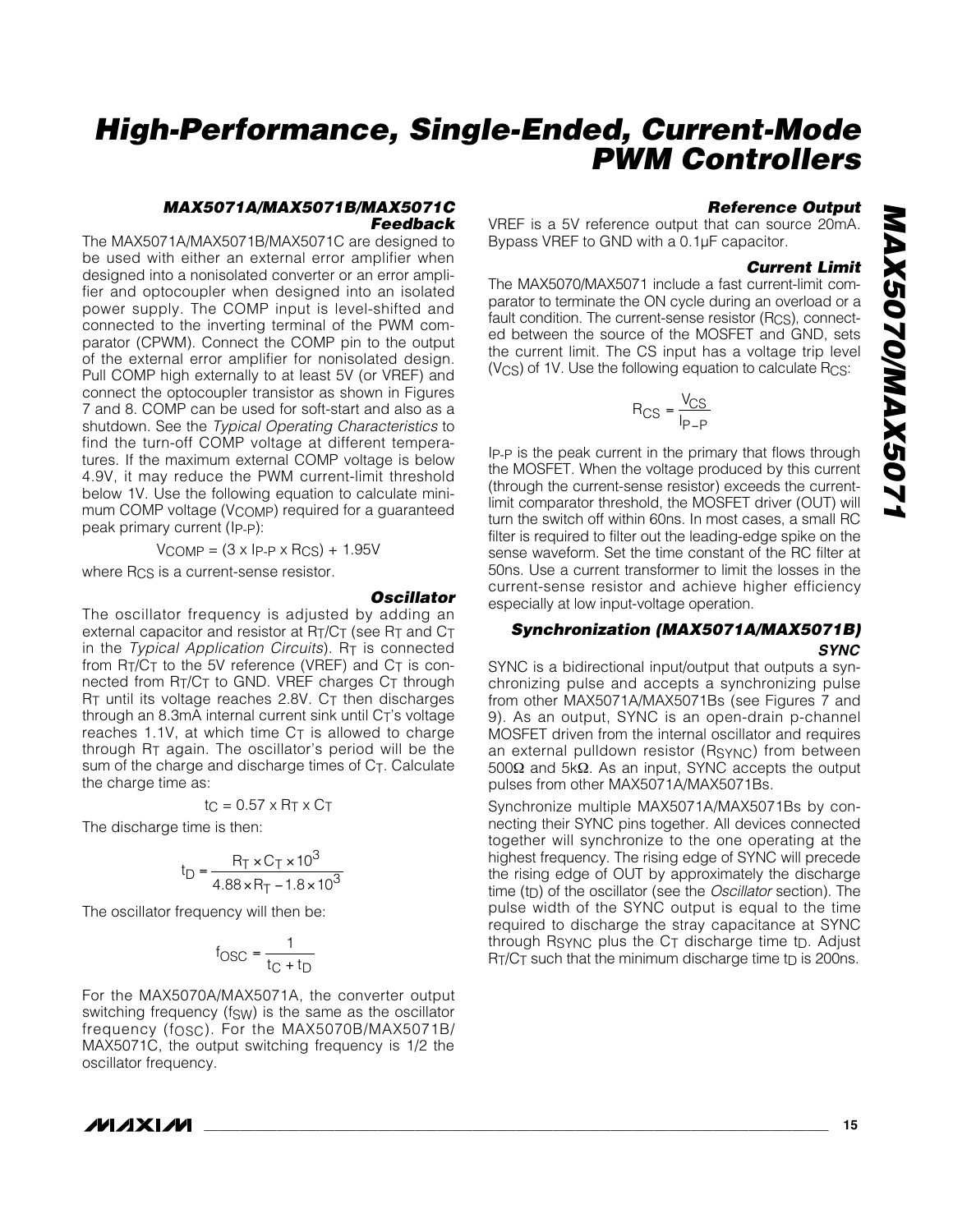### MAX5071A/MAX5071B/MAX5071C Feedback

The MAX5071A/MAX5071B/MAX5071C are designed to be used with either an external error amplifier when designed into a nonisolated converter or an error amplifier and optocoupler when designed into an isolated power supply. The COMP input is level-shifted and connected to the inverting terminal of the PWM comparator (CPWM). Connect the COMP pin to the output of the external error amplifier for nonisolated design. Pull COMP high externally to at least 5V (or VREF) and connect the optocoupler transistor as shown in Figures 7 and 8. COMP can be used for soft-start and also as a shutdown. See the *Typical Operating Characteristics* to find the turn-off COMP voltage at different temperatures. If the maximum external COMP voltage is below 4.9V, it may reduce the PWM current-limit threshold below 1V. Use the following equation to calculate minimum COMP voltage ($V_{COMP}$) required for a guaranteed peak primary current ($I_{P-P}$):

$$V_{COMP} = (3 \times I_{P-P} \times R_{CS}) + 1.95V$$

where $R_{CS}$ is a current-sense resistor.

### Oscillator

The oscillator frequency is adjusted by adding an external capacitor and resistor at $R_T/C_T$ (see $R_T$ and $C_T$ in the *Typical Application Circuits*). $R_T$ is connected from $R_T/C_T$ to the 5V reference (VREF) and $C_T$ is connected from $R_T/C_T$ to GND. VREF charges $C_T$ through $R_T$ until its voltage reaches 2.8V. $C_T$ then discharges through an 8.3mA internal current sink until $C_T$'s voltage reaches 1.1V, at which time $C_T$ is allowed to charge through $R_T$ again. The oscillator's period will be the sum of the charge and discharge times of $C_T$. Calculate the charge time as:

$$t_C = 0.57 \times R_T \times C_T$$

The discharge time is then:

$$t_D = \frac{R_T \times C_T \times 10^3}{4.88 \times R_T - 1.8 \times 10^3}$$

The oscillator frequency will then be:

$$f_{OSC} = \frac{1}{t_C + t_D}$$

For the MAX5070A/MAX5071A, the converter output switching frequency ($f_{SW}$) is the same as the oscillator frequency ($f_{OSC}$). For the MAX5070B/MAX5071B/MAX5071C, the output switching frequency is 1/2 the oscillator frequency.

### Reference Output

VREF is a 5V reference output that can source 20mA. Bypass VREF to GND with a 0.1µF capacitor.

### Current Limit

The MAX5070/MAX5071 include a fast current-limit comparator to terminate the ON cycle during an overload or a fault condition. The current-sense resistor ($R_{CS}$), connected between the source of the MOSFET and GND, sets the current limit. The CS input has a voltage trip level ($V_{CS}$) of 1V. Use the following equation to calculate $R_{CS}$:

$$R_{CS} = \frac{V_{CS}}{I_{P-P}}$$

$I_{P-P}$ is the peak current in the primary that flows through the MOSFET. When the voltage produced by this current (through the current-sense resistor) exceeds the current-limit comparator threshold, the MOSFET driver (OUT) will turn the switch off within 60ns. In most cases, a small RC filter is required to filter out the leading-edge spike on the sense waveform. Set the time constant of the RC filter at 50ns. Use a current transformer to limit the losses in the current-sense resistor and achieve higher efficiency especially at low input-voltage operation.

### Synchronization (MAX5071A/MAX5071B)

#### SYNC

SYNC is a bidirectional input/output that outputs a synchronizing pulse and accepts a synchronizing pulse from other MAX5071A/MAX5071Bs (see Figures 7 and 9). As an output, SYNC is an open-drain p-channel MOSFET driven from the internal oscillator and requires an external pulldown resistor ($R_{SYNC}$) from between 500Ω and 5kΩ. As an input, SYNC accepts the output pulses from other MAX5071A/MAX5071Bs.

Synchronize multiple MAX5071A/MAX5071Bs by connecting their SYNC pins together. All devices connected together will synchronize to the one operating at the highest frequency. The rising edge of SYNC will precede the rising edge of OUT by approximately the discharge time ($t_D$) of the oscillator (see the *Oscillator* section). The pulse width of the SYNC output is equal to the time required to discharge the stray capacitance at SYNC through $R_{SYNC}$ plus the $C_T$ discharge time $t_D$. Adjust $R_T/C_T$ such that the minimum discharge time $t_D$ is 200ns.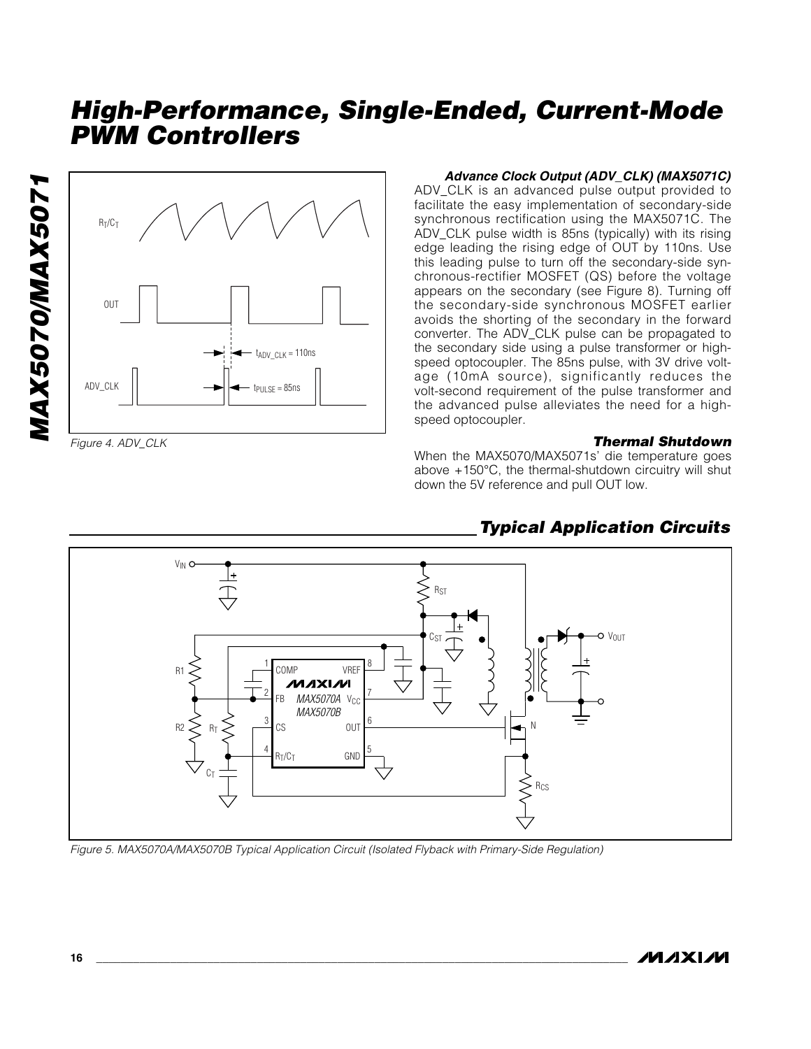R$_T$/C$_T$

OUT

ADV_CLK

$t_{ADV\_CLK}$ = 110ns

$t_{PULSE}$ = 85ns

*Figure 4. ADV_CLK*

### *Advance Clock Output (ADV_CLK) (MAX5071C)*

ADV_CLK is an advanced pulse output provided to facilitate the easy implementation of secondary-side synchronous rectification using the MAX5071C. The ADV_CLK pulse width is 85ns (typically) with its rising edge leading the rising edge of OUT by 110ns. Use this leading pulse to turn off the secondary-side synchronous-rectifier MOSFET (QS) before the voltage appears on the secondary (see Figure 8). Turning off the secondary-side synchronous MOSFET earlier avoids the shorting of the secondary in the forward converter. The ADV_CLK pulse can be propagated to the secondary side using a pulse transformer or high-speed optocoupler. The 85ns pulse, with 3V drive voltage (10mA source), significantly reduces the volt-second requirement of the pulse transformer and the advanced pulse alleviates the need for a high-speed optocoupler.

### *Thermal Shutdown*

When the MAX5070/MAX5071s' die temperature goes above +150°C, the thermal-shutdown circuitry will shut down the 5V reference and pull OUT low.

## *Typical Application Circuits*

V$_{IN}$

R$_{ST}$

C$_{ST}$

V$_{OUT}$

R1

R2

R$_T$

C$_T$

1 COMP

2 FB

3 CS

4 R$_T$/C$_T$

VREF 8

V$_{CC}$ 7

OUT 6

GND 5

MAXIM

MAX5070A

MAX5070B

N

R$_{CS}$

*Figure 5. MAX5070A/MAX5070B Typical Application Circuit (Isolated Flyback with Primary-Side Regulation)*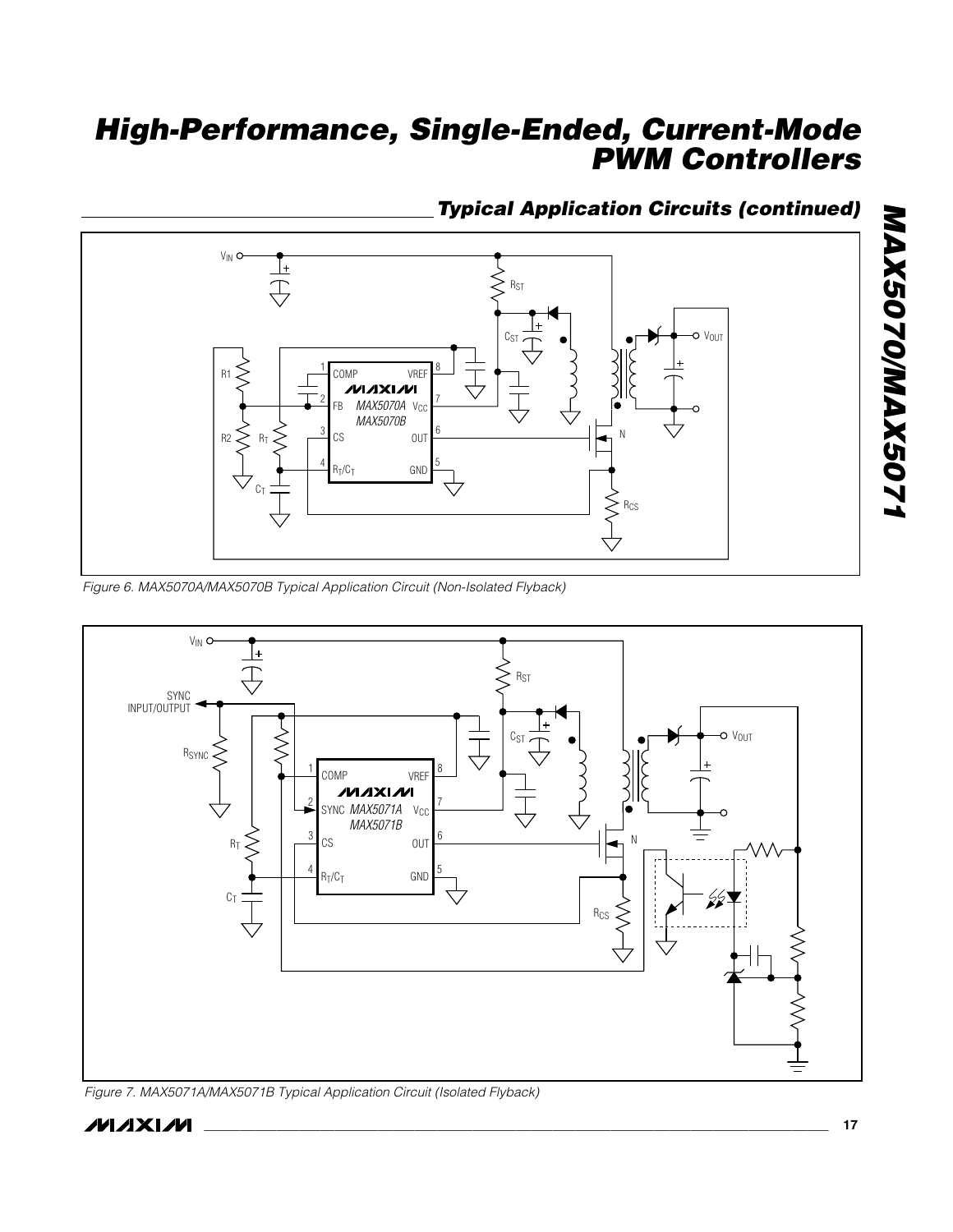## Typical Application Circuits (continued)

V_IN
R_ST
C_ST
V_OUT
R1
R2
R_T
C_T
1 COMP
2 FB
3 CS
4 R_T/C_T
8 VREF
7 V_CC
6 OUT
5 GND
MAX5070A
MAX5070B
N
R_CS

Figure 6. MAX5070A/MAX5070B Typical Application Circuit (Non-Isolated Flyback)

V_IN
SYNC INPUT/OUTPUT
R_SYNC
R_ST
C_ST
V_OUT
R_T
C_T
1 COMP
2 SYNC
3 CS
4 R_T/C_T
8 VREF
7 V_CC
6 OUT
5 GND
MAX5071A
MAX5071B
N
R_CS

Figure 7. MAX5071A/MAX5071B Typical Application Circuit (Isolated Flyback)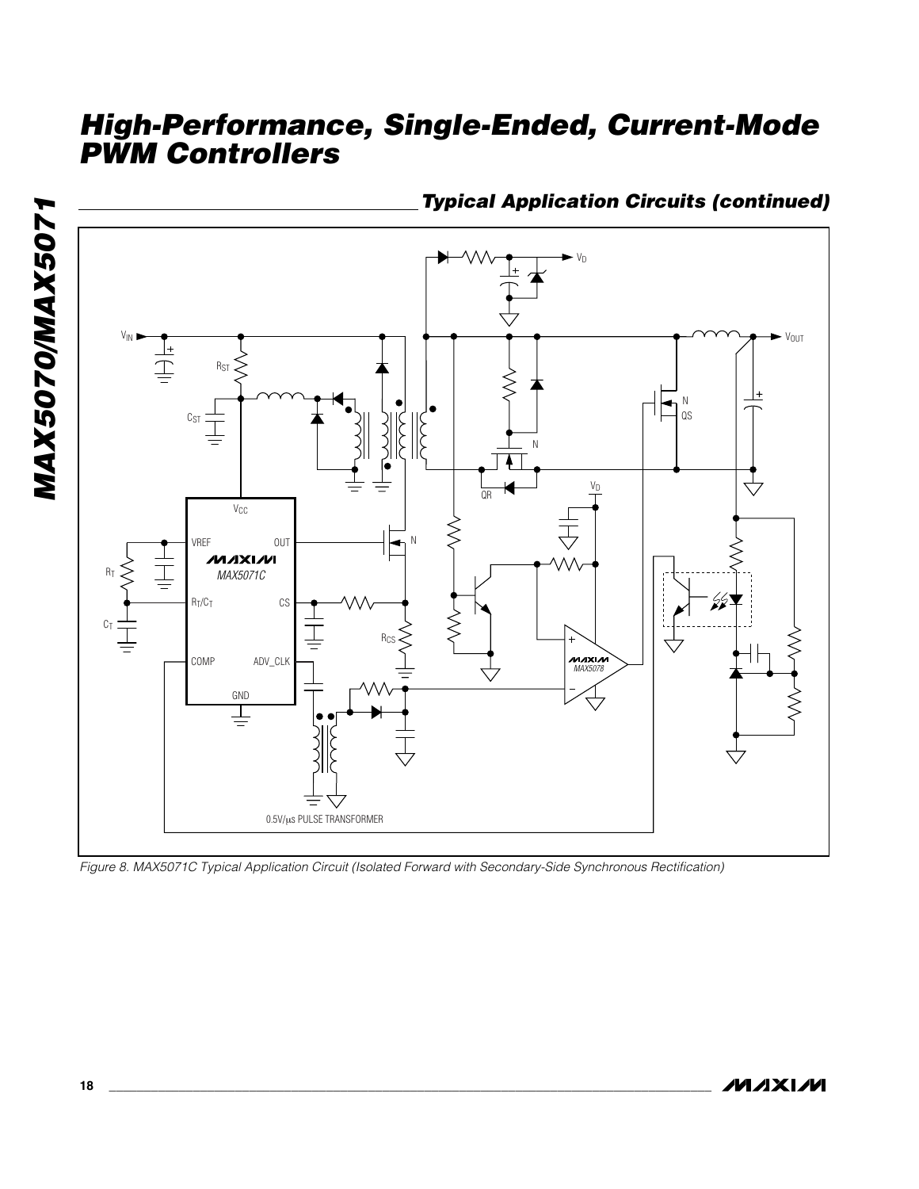## Typical Application Circuits (continued)

$V_{IN}$

$R_{ST}$

$C_{ST}$

$V_{CC}$

VREF

OUT

MAXIM

MAX5071C

$R_T$

$R_T/C_T$

CS

$C_T$

$R_{CS}$

COMP

ADV_CLK

GND

0.5V/µs PULSE TRANSFORMER

$V_D$

$V_{OUT}$

N

QS

N

QR

$V_D$

N

MAXIM

MAX5078

Figure 8. MAX5071C Typical Application Circuit (Isolated Forward with Secondary-Side Synchronous Rectification)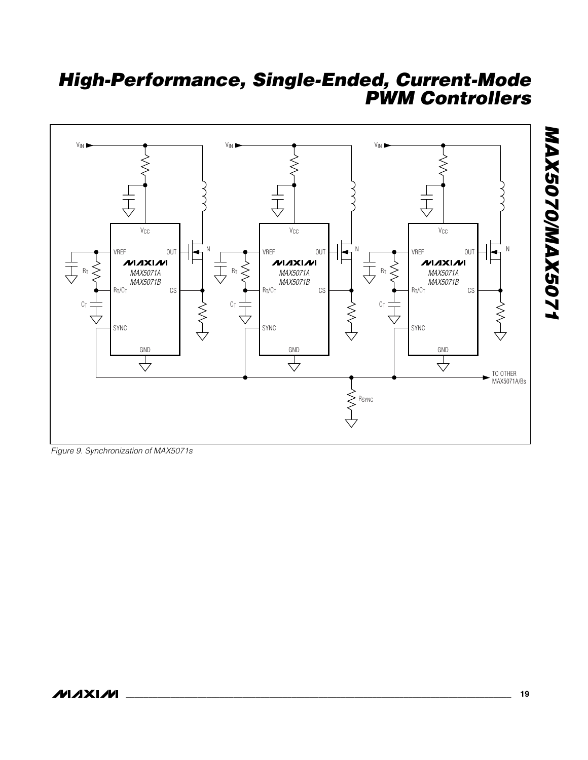V_IN

V_IN

V_IN

V_CC

V_CC

V_CC

VREF

OUT

N

VREF

OUT

N

VREF

OUT

N

MAXIM

MAX5071A

MAX5071B

MAXIM

MAX5071A

MAX5071B

MAXIM

MAX5071A

MAX5071B

R_T

R_T

R_T

R_T/C_T

CS

R_T/C_T

CS

R_T/C_T

CS

C_T

C_T

C_T

SYNC

SYNC

SYNC

GND

GND

GND

TO OTHER MAX5071A/Bs

R_SYNC

*Figure 9. Synchronization of MAX5071s*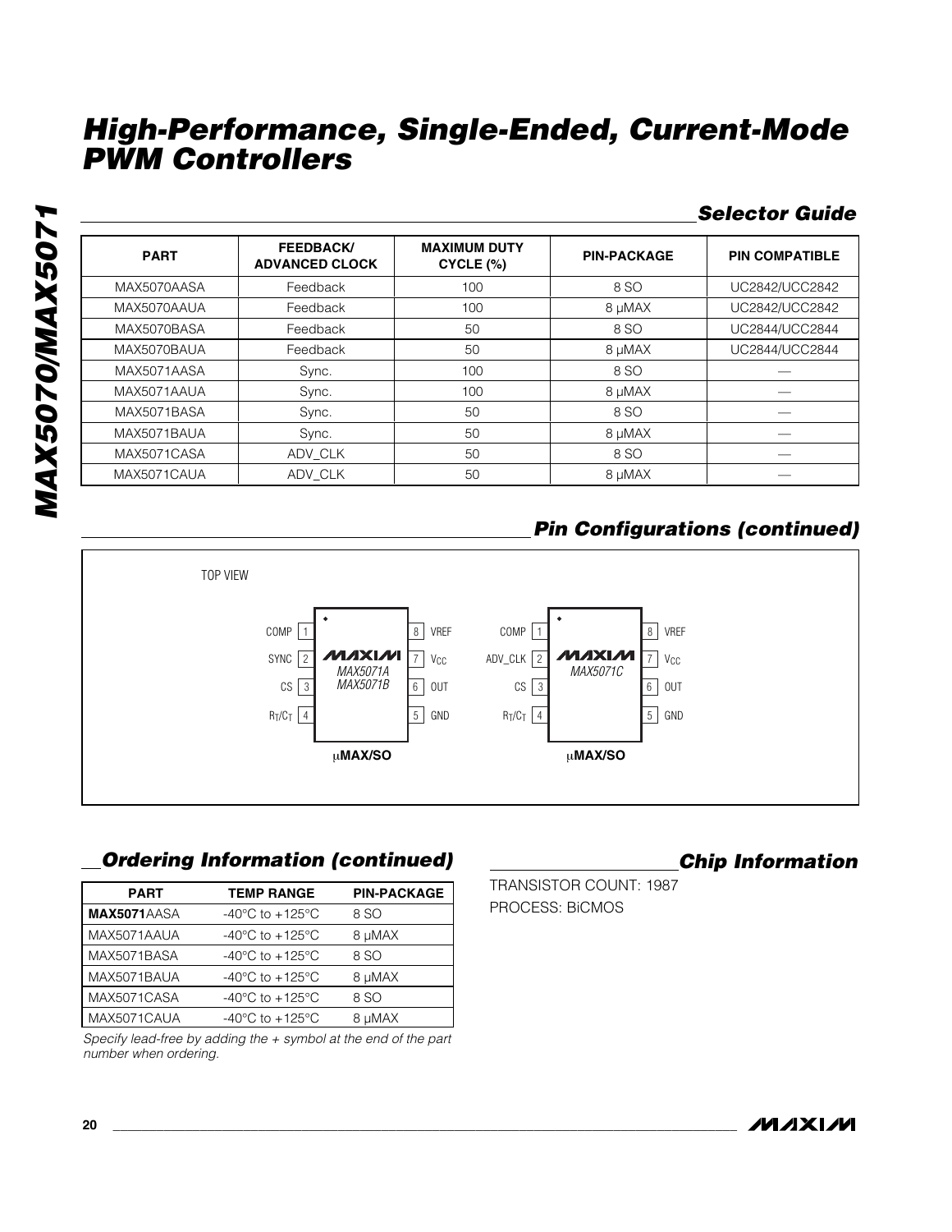## Selector Guide

| PART | FEEDBACK/ ADVANCED CLOCK | MAXIMUM DUTY CYCLE (%) | PIN-PACKAGE | PIN COMPATIBLE |
|---|---|---|---|---|
| MAX5070AASA | Feedback | 100 | 8 SO | UC2842/UCC2842 |
| MAX5070AAUA | Feedback | 100 | 8 µMAX | UC2842/UCC2842 |
| MAX5070BASA | Feedback | 50 | 8 SO | UC2844/UCC2844 |
| MAX5070BAUA | Feedback | 50 | 8 µMAX | UC2844/UCC2844 |
| MAX5071AASA | Sync. | 100 | 8 SO | — |
| MAX5071AAUA | Sync. | 100 | 8 µMAX | — |
| MAX5071BASA | Sync. | 50 | 8 SO | — |
| MAX5071BAUA | Sync. | 50 | 8 µMAX | — |
| MAX5071CASA | ADV_CLK | 50 | 8 SO | — |
| MAX5071CAUA | ADV_CLK | 50 | 8 µMAX | — |

## Pin Configurations (continued)

TOP VIEW

MAX5071A/MAX5071B (µMAX/SO): 1 COMP, 2 SYNC, 3 CS, 4 $R_T/C_T$, 5 GND, 6 OUT, 7 $V_{CC}$, 8 VREF

MAX5071C (µMAX/SO): 1 COMP, 2 ADV_CLK, 3 CS, 4 $R_T/C_T$, 5 GND, 6 OUT, 7 $V_{CC}$, 8 VREF

## Ordering Information (continued)

| PART | TEMP RANGE | PIN-PACKAGE |
|---|---|---|
| **MAX5071**AASA | -40°C to +125°C | 8 SO |
| MAX5071AAUA | -40°C to +125°C | 8 µMAX |
| MAX5071BASA | -40°C to +125°C | 8 SO |
| MAX5071BAUA | -40°C to +125°C | 8 µMAX |
| MAX5071CASA | -40°C to +125°C | 8 SO |
| MAX5071CAUA | -40°C to +125°C | 8 µMAX |

*Specify lead-free by adding the + symbol at the end of the part number when ordering.*

## Chip Information

TRANSISTOR COUNT: 1987

PROCESS: BiCMOS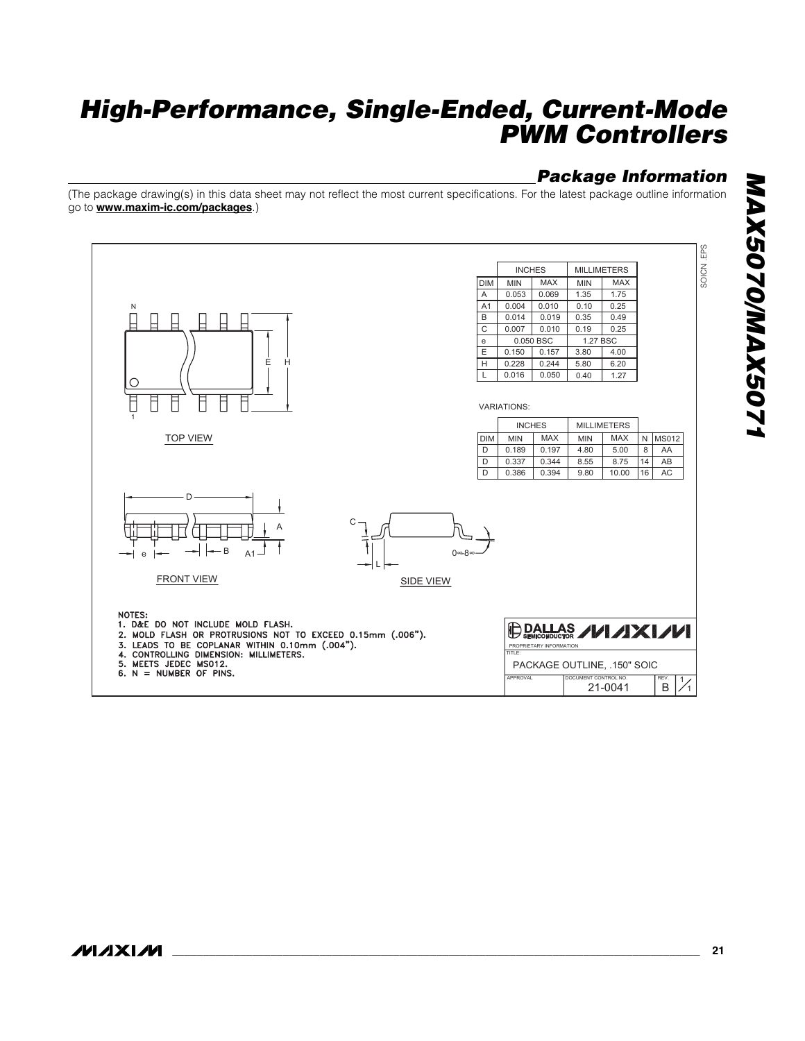## Package Information

(The package drawing(s) in this data sheet may not reflect the most current specifications. For the latest package outline information go to **www.maxim-ic.com/packages**.)

| | INCHES | | MILLIMETERS | |
|---|---|---|---|---|
| DIM | MIN | MAX | MIN | MAX |
| A | 0.053 | 0.069 | 1.35 | 1.75 |
| A1 | 0.004 | 0.010 | 0.10 | 0.25 |
| B | 0.014 | 0.019 | 0.35 | 0.49 |
| C | 0.007 | 0.010 | 0.19 | 0.25 |
| e | 0.050 BSC | | 1.27 BSC | |
| E | 0.150 | 0.157 | 3.80 | 4.00 |
| H | 0.228 | 0.244 | 5.80 | 6.20 |
| L | 0.016 | 0.050 | 0.40 | 1.27 |

VARIATIONS:

| | INCHES | | MILLIMETERS | | | |
|---|---|---|---|---|---|---|
| DIM | MIN | MAX | MIN | MAX | N | MS012 |
| D | 0.189 | 0.197 | 4.80 | 5.00 | 8 | AA |
| D | 0.337 | 0.344 | 8.55 | 8.75 | 14 | AB |
| D | 0.386 | 0.394 | 9.80 | 10.00 | 16 | AC |

TOP VIEW

FRONT VIEW

SIDE VIEW

0°-8°

NOTES:
1. D&E DO NOT INCLUDE MOLD FLASH.
2. MOLD FLASH OR PROTRUSIONS NOT TO EXCEED 0.15mm (.006").
3. LEADS TO BE COPLANAR WITHIN 0.10mm (.004").
4. CONTROLLING DIMENSION: MILLIMETERS.
5. MEETS JEDEC MS012.
6. N = NUMBER OF PINS.

DALLAS SEMICONDUCTOR MAXIM
PROPRIETARY INFORMATION
TITLE: PACKAGE OUTLINE, .150" SOIC
APPROVAL | DOCUMENT CONTROL NO. 21-0041 | REV. B | 1/1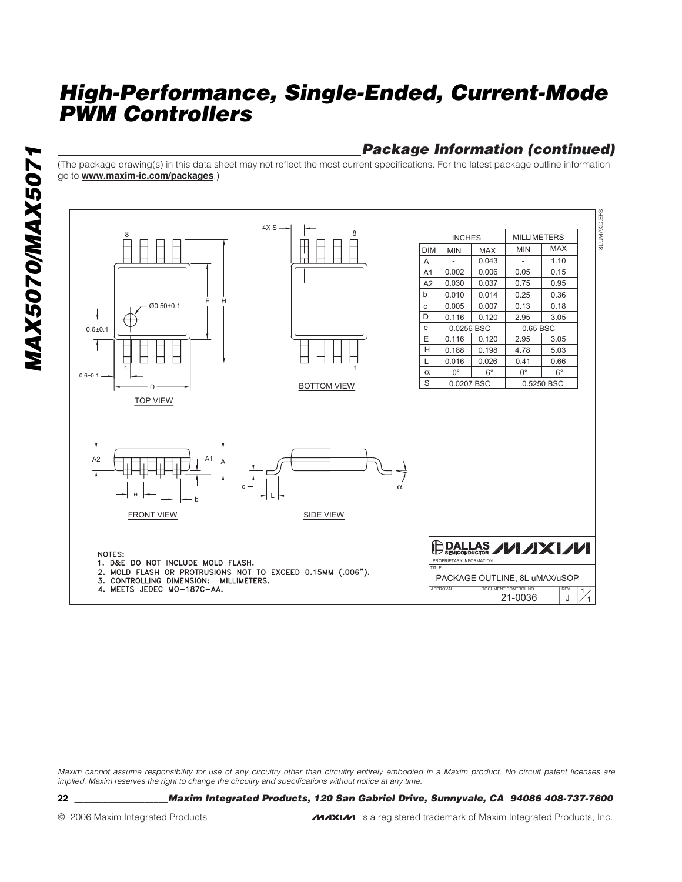## Package Information (continued)

(The package drawing(s) in this data sheet may not reflect the most current specifications. For the latest package outline information go to **www.maxim-ic.com/packages**.)

| | INCHES | | MILLIMETERS | |
|---|---|---|---|---|
| DIM | MIN | MAX | MIN | MAX |
| A | - | 0.043 | - | 1.10 |
| A1 | 0.002 | 0.006 | 0.05 | 0.15 |
| A2 | 0.030 | 0.037 | 0.75 | 0.95 |
| b | 0.010 | 0.014 | 0.25 | 0.36 |
| c | 0.005 | 0.007 | 0.13 | 0.18 |
| D | 0.116 | 0.120 | 2.95 | 3.05 |
| e | 0.0256 BSC | | 0.65 BSC | |
| E | 0.116 | 0.120 | 2.95 | 3.05 |
| H | 0.188 | 0.198 | 4.78 | 5.03 |
| L | 0.016 | 0.026 | 0.41 | 0.66 |
| α | 0° | 6° | 0° | 6° |
| S | 0.0207 BSC | | 0.5250 BSC | |

8LUMAXD.EPS

TOP VIEW

Ø0.50±0.1

0.6±0.1

0.6±0.1

D

E

H

8

1

4X S

BOTTOM VIEW

FRONT VIEW

A2

A1

A

e

b

SIDE VIEW

c

L

α

NOTES:
1. D&E DO NOT INCLUDE MOLD FLASH.
2. MOLD FLASH OR PROTRUSIONS NOT TO EXCEED 0.15MM (.006").
3. CONTROLLING DIMENSION: MILLIMETERS.
4. MEETS JEDEC MO-187C-AA.

DALLAS SEMICONDUCTOR MAXIM

PROPRIETARY INFORMATION

TITLE: PACKAGE OUTLINE, 8L uMAX/uSOP

APPROVAL | DOCUMENT CONTROL NO. 21-0036 | REV. J | 1/1

*Maxim cannot assume responsibility for use of any circuitry other than circuitry entirely embodied in a Maxim product. No circuit patent licenses are implied. Maxim reserves the right to change the circuitry and specifications without notice at any time.*

***Maxim Integrated Products, 120 San Gabriel Drive, Sunnyvale, CA 94086 408-737-7600***

© 2006 Maxim Integrated Products

MAXIM is a registered trademark of Maxim Integrated Products, Inc.